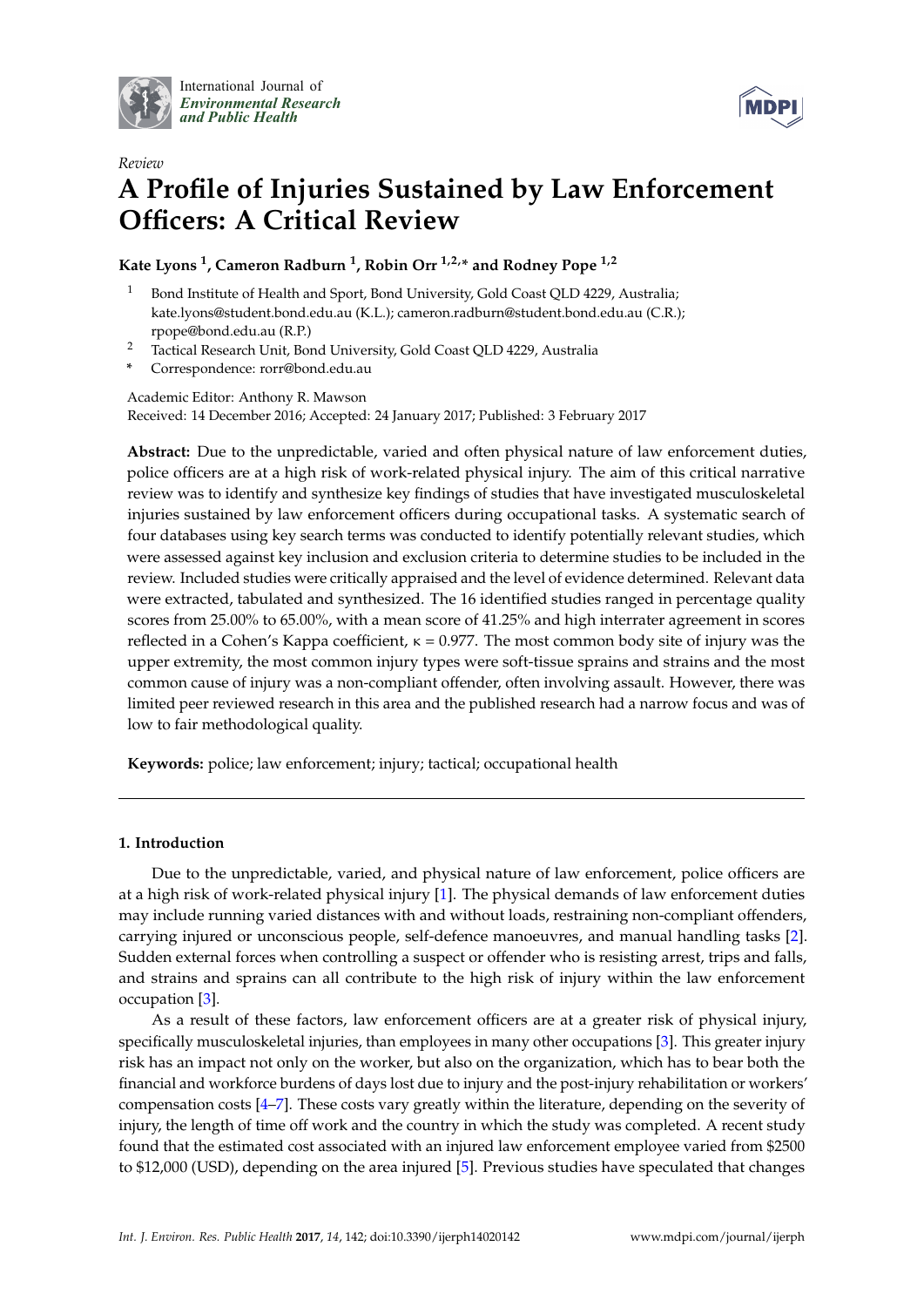International Journal of *Environmental Research and Public Health*

*Review*

# A Profile of Injuries Sustained by Law Enforcement Officers: A Critical Review

**Kate Lyons [1], Cameron Radburn [1], Robin Orr [1,2,]* and Rodney Pope [1,2]**

[1] Bond Institute of Health and Sport, Bond University, Gold Coast QLD 4229, Australia; kate.lyons@student.bond.edu.au (K.L.); cameron.radburn@student.bond.edu.au (C.R.); rpope@bond.edu.au (R.P.)

[2] Tactical Research Unit, Bond University, Gold Coast QLD 4229, Australia

\* Correspondence: rorr@bond.edu.au

Academic Editor: Anthony R. Mawson

Received: 14 December 2016; Accepted: 24 January 2017; Published: 3 February 2017

**Abstract:** Due to the unpredictable, varied and often physical nature of law enforcement duties, police officers are at a high risk of work-related physical injury. The aim of this critical narrative review was to identify and synthesize key findings of studies that have investigated musculoskeletal injuries sustained by law enforcement officers during occupational tasks. A systematic search of four databases using key search terms was conducted to identify potentially relevant studies, which were assessed against key inclusion and exclusion criteria to determine studies to be included in the review. Included studies were critically appraised and the level of evidence determined. Relevant data were extracted, tabulated and synthesized. The 16 identified studies ranged in percentage quality scores from 25.00% to 65.00%, with a mean score of 41.25% and high interrater agreement in scores reflected in a Cohen's Kappa coefficient, $\kappa = 0.977$. The most common body site of injury was the upper extremity, the most common injury types were soft-tissue sprains and strains and the most common cause of injury was a non-compliant offender, often involving assault. However, there was limited peer reviewed research in this area and the published research had a narrow focus and was of low to fair methodological quality.

**Keywords:** police; law enforcement; injury; tactical; occupational health

## 1. Introduction

Due to the unpredictable, varied, and physical nature of law enforcement, police officers are at a high risk of work-related physical injury [1]. The physical demands of law enforcement duties may include running varied distances with and without loads, restraining non-compliant offenders, carrying injured or unconscious people, self-defence manoeuvres, and manual handling tasks [2]. Sudden external forces when controlling a suspect or offender who is resisting arrest, trips and falls, and strains and sprains can all contribute to the high risk of injury within the law enforcement occupation [3].

As a result of these factors, law enforcement officers are at a greater risk of physical injury, specifically musculoskeletal injuries, than employees in many other occupations [3]. This greater injury risk has an impact not only on the worker, but also on the organization, which has to bear both the financial and workforce burdens of days lost due to injury and the post-injury rehabilitation or workers' compensation costs [4–7]. These costs vary greatly within the literature, depending on the severity of injury, the length of time off work and the country in which the study was completed. A recent study found that the estimated cost associated with an injured law enforcement employee varied from $2500 to $12,000 (USD), depending on the area injured [5]. Previous studies have speculated that changes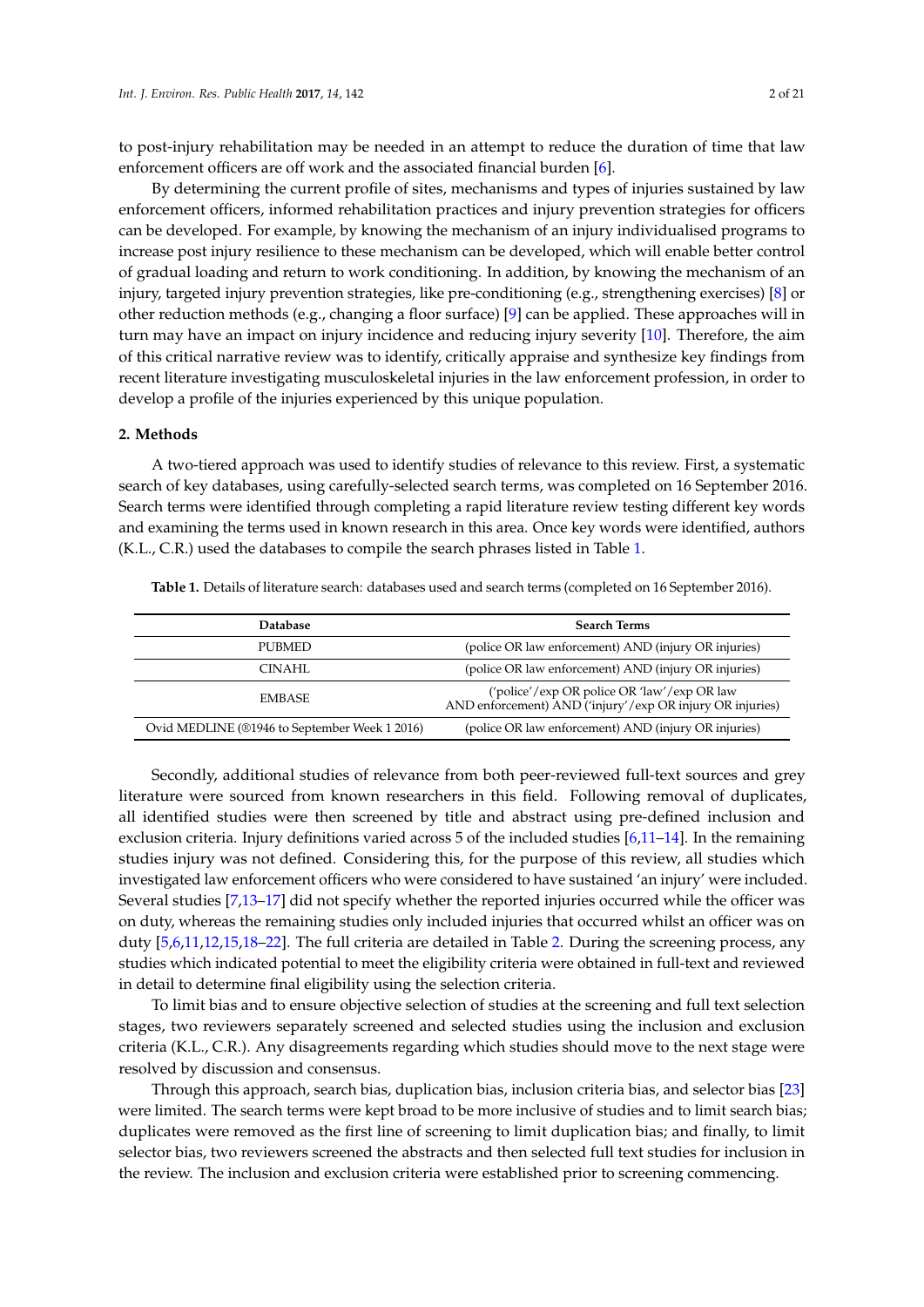to post-injury rehabilitation may be needed in an attempt to reduce the duration of time that law enforcement officers are off work and the associated financial burden [6].

By determining the current profile of sites, mechanisms and types of injuries sustained by law enforcement officers, informed rehabilitation practices and injury prevention strategies for officers can be developed. For example, by knowing the mechanism of an injury individualised programs to increase post injury resilience to these mechanism can be developed, which will enable better control of gradual loading and return to work conditioning. In addition, by knowing the mechanism of an injury, targeted injury prevention strategies, like pre-conditioning (e.g., strengthening exercises) [8] or other reduction methods (e.g., changing a floor surface) [9] can be applied. These approaches will in turn may have an impact on injury incidence and reducing injury severity [10]. Therefore, the aim of this critical narrative review was to identify, critically appraise and synthesize key findings from recent literature investigating musculoskeletal injuries in the law enforcement profession, in order to develop a profile of the injuries experienced by this unique population.

## 2. Methods

A two-tiered approach was used to identify studies of relevance to this review. First, a systematic search of key databases, using carefully-selected search terms, was completed on 16 September 2016. Search terms were identified through completing a rapid literature review testing different key words and examining the terms used in known research in this area. Once key words were identified, authors (K.L., C.R.) used the databases to compile the search phrases listed in Table 1.

**Table 1.** Details of literature search: databases used and search terms (completed on 16 September 2016).

| Database | Search Terms |
|---|---|
| PUBMED | (police OR law enforcement) AND (injury OR injuries) |
| CINAHL | (police OR law enforcement) AND (injury OR injuries) |
| EMBASE | ('police'/exp OR police OR 'law'/exp OR law AND enforcement) AND ('injury'/exp OR injury OR injuries) |
| Ovid MEDLINE (®1946 to September Week 1 2016) | (police OR law enforcement) AND (injury OR injuries) |

Secondly, additional studies of relevance from both peer-reviewed full-text sources and grey literature were sourced from known researchers in this field. Following removal of duplicates, all identified studies were then screened by title and abstract using pre-defined inclusion and exclusion criteria. Injury definitions varied across 5 of the included studies [6,11–14]. In the remaining studies injury was not defined. Considering this, for the purpose of this review, all studies which investigated law enforcement officers who were considered to have sustained 'an injury' were included. Several studies [7,13–17] did not specify whether the reported injuries occurred while the officer was on duty, whereas the remaining studies only included injuries that occurred whilst an officer was on duty [5,6,11,12,15,18–22]. The full criteria are detailed in Table 2. During the screening process, any studies which indicated potential to meet the eligibility criteria were obtained in full-text and reviewed in detail to determine final eligibility using the selection criteria.

To limit bias and to ensure objective selection of studies at the screening and full text selection stages, two reviewers separately screened and selected studies using the inclusion and exclusion criteria (K.L., C.R.). Any disagreements regarding which studies should move to the next stage were resolved by discussion and consensus.

Through this approach, search bias, duplication bias, inclusion criteria bias, and selector bias [23] were limited. The search terms were kept broad to be more inclusive of studies and to limit search bias; duplicates were removed as the first line of screening to limit duplication bias; and finally, to limit selector bias, two reviewers screened the abstracts and then selected full text studies for inclusion in the review. The inclusion and exclusion criteria were established prior to screening commencing.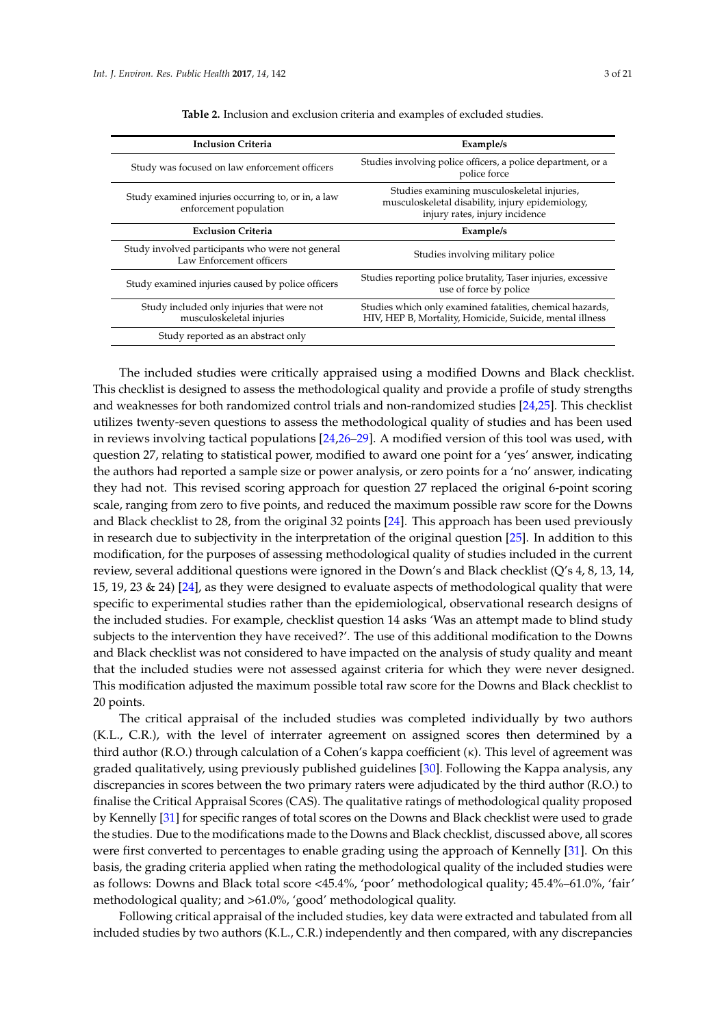**Table 2.** Inclusion and exclusion criteria and examples of excluded studies.

| Inclusion Criteria | Example/s |
| --- | --- |
| Study was focused on law enforcement officers | Studies involving police officers, a police department, or a police force |
| Study examined injuries occurring to, or in, a law enforcement population | Studies examining musculoskeletal injuries, musculoskeletal disability, injury epidemiology, injury rates, injury incidence |
| **Exclusion Criteria** | **Example/s** |
| Study involved participants who were not general Law Enforcement officers | Studies involving military police |
| Study examined injuries caused by police officers | Studies reporting police brutality, Taser injuries, excessive use of force by police |
| Study included only injuries that were not musculoskeletal injuries | Studies which only examined fatalities, chemical hazards, HIV, HEP B, Mortality, Homicide, Suicide, mental illness |
| Study reported as an abstract only | |

The included studies were critically appraised using a modified Downs and Black checklist. This checklist is designed to assess the methodological quality and provide a profile of study strengths and weaknesses for both randomized control trials and non-randomized studies [24,25]. This checklist utilizes twenty-seven questions to assess the methodological quality of studies and has been used in reviews involving tactical populations [24,26–29]. A modified version of this tool was used, with question 27, relating to statistical power, modified to award one point for a 'yes' answer, indicating the authors had reported a sample size or power analysis, or zero points for a 'no' answer, indicating they had not. This revised scoring approach for question 27 replaced the original 6-point scoring scale, ranging from zero to five points, and reduced the maximum possible raw score for the Downs and Black checklist to 28, from the original 32 points [24]. This approach has been used previously in research due to subjectivity in the interpretation of the original question [25]. In addition to this modification, for the purposes of assessing methodological quality of studies included in the current review, several additional questions were ignored in the Down's and Black checklist (Q's 4, 8, 13, 14, 15, 19, 23 & 24) [24], as they were designed to evaluate aspects of methodological quality that were specific to experimental studies rather than the epidemiological, observational research designs of the included studies. For example, checklist question 14 asks 'Was an attempt made to blind study subjects to the intervention they have received?'. The use of this additional modification to the Downs and Black checklist was not considered to have impacted on the analysis of study quality and meant that the included studies were not assessed against criteria for which they were never designed. This modification adjusted the maximum possible total raw score for the Downs and Black checklist to 20 points.

The critical appraisal of the included studies was completed individually by two authors (K.L., C.R.), with the level of interrater agreement on assigned scores then determined by a third author (R.O.) through calculation of a Cohen's kappa coefficient ($\kappa$). This level of agreement was graded qualitatively, using previously published guidelines [30]. Following the Kappa analysis, any discrepancies in scores between the two primary raters were adjudicated by the third author (R.O.) to finalise the Critical Appraisal Scores (CAS). The qualitative ratings of methodological quality proposed by Kennelly [31] for specific ranges of total scores on the Downs and Black checklist were used to grade the studies. Due to the modifications made to the Downs and Black checklist, discussed above, all scores were first converted to percentages to enable grading using the approach of Kennelly [31]. On this basis, the grading criteria applied when rating the methodological quality of the included studies were as follows: Downs and Black total score <45.4%, 'poor' methodological quality; 45.4%–61.0%, 'fair' methodological quality; and >61.0%, 'good' methodological quality.

Following critical appraisal of the included studies, key data were extracted and tabulated from all included studies by two authors (K.L., C.R.) independently and then compared, with any discrepancies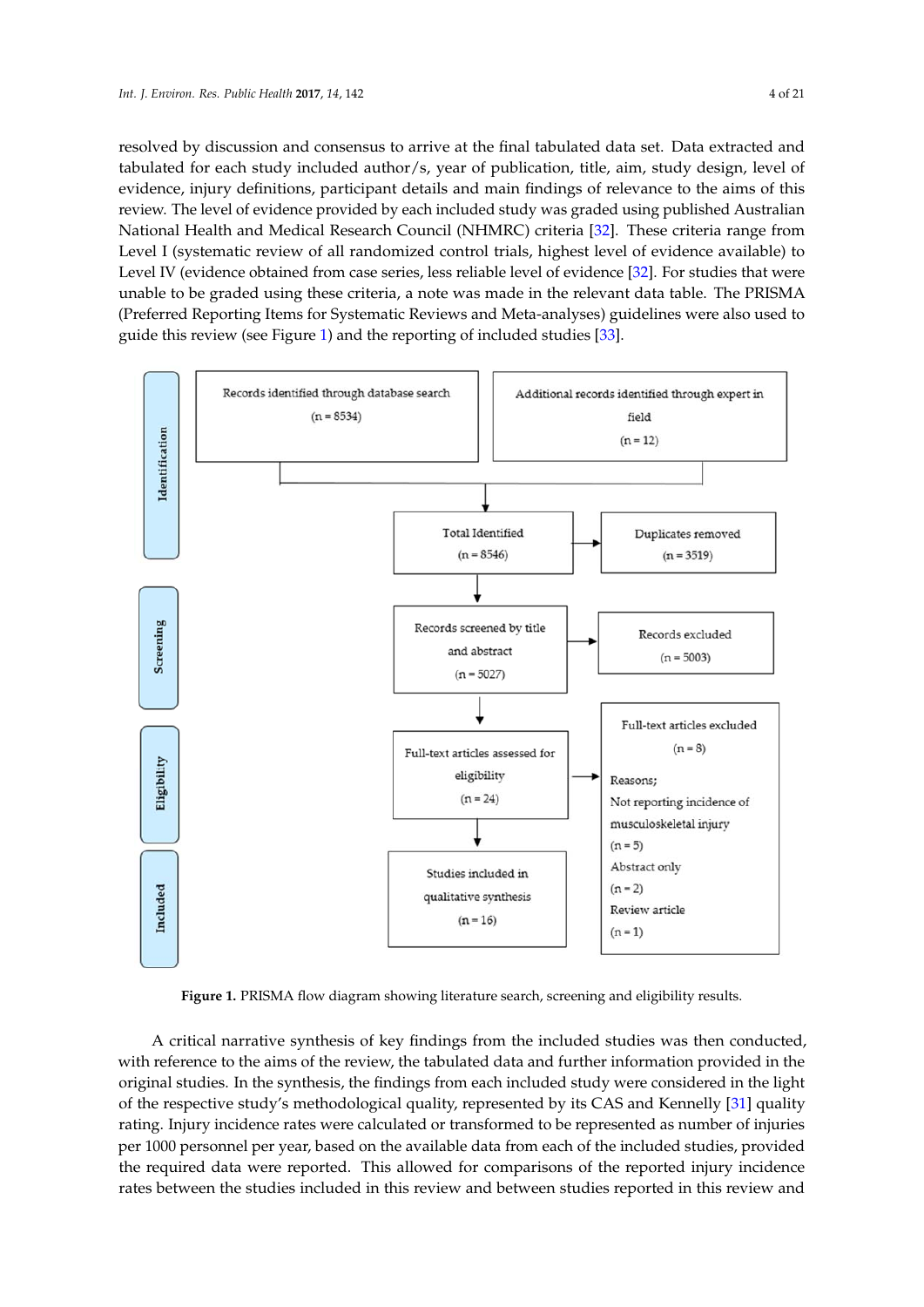resolved by discussion and consensus to arrive at the final tabulated data set. Data extracted and tabulated for each study included author/s, year of publication, title, aim, study design, level of evidence, injury definitions, participant details and main findings of relevance to the aims of this review. The level of evidence provided by each included study was graded using published Australian National Health and Medical Research Council (NHMRC) criteria [32]. These criteria range from Level I (systematic review of all randomized control trials, highest level of evidence available) to Level IV (evidence obtained from case series, less reliable level of evidence [32]. For studies that were unable to be graded using these criteria, a note was made in the relevant data table. The PRISMA (Preferred Reporting Items for Systematic Reviews and Meta-analyses) guidelines were also used to guide this review (see Figure 1) and the reporting of included studies [33].

**Identification**

Records identified through database search (n = 8534)

Additional records identified through expert in field (n = 12)

Total Identified (n = 8546) → Duplicates removed (n = 3519)

**Screening**

Records screened by title and abstract (n = 5027) → Records excluded (n = 5003)

**Eligibility**

Full-text articles assessed for eligibility (n = 24) → Full-text articles excluded (n = 8)

Reasons;
Not reporting incidence of musculoskeletal injury (n = 5)
Abstract only (n = 2)
Review article (n = 1)

**Included**

Studies included in qualitative synthesis (n = 16)

**Figure 1.** PRISMA flow diagram showing literature search, screening and eligibility results.

A critical narrative synthesis of key findings from the included studies was then conducted, with reference to the aims of the review, the tabulated data and further information provided in the original studies. In the synthesis, the findings from each included study were considered in the light of the respective study's methodological quality, represented by its CAS and Kennelly [31] quality rating. Injury incidence rates were calculated or transformed to be represented as number of injuries per 1000 personnel per year, based on the available data from each of the included studies, provided the required data were reported. This allowed for comparisons of the reported injury incidence rates between the studies included in this review and between studies reported in this review and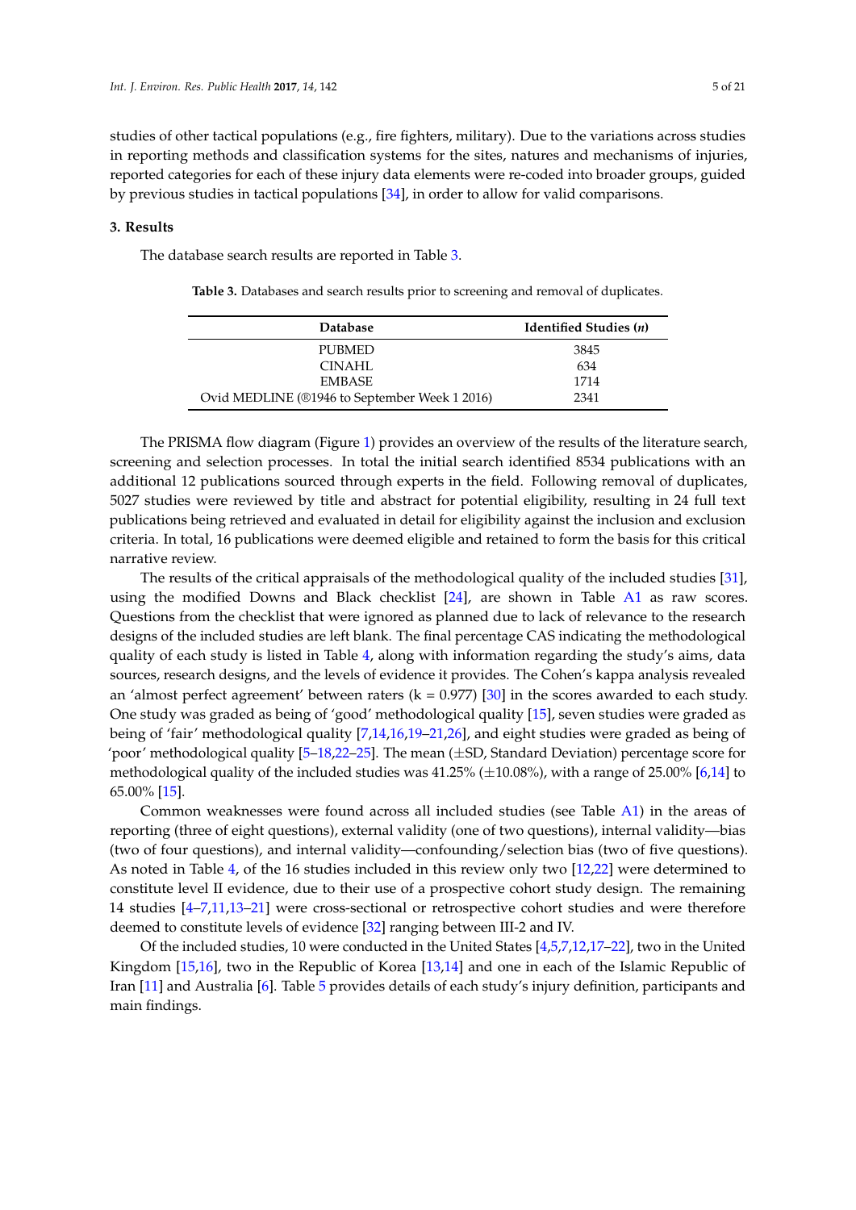studies of other tactical populations (e.g., fire fighters, military). Due to the variations across studies in reporting methods and classification systems for the sites, natures and mechanisms of injuries, reported categories for each of these injury data elements were re-coded into broader groups, guided by previous studies in tactical populations [34], in order to allow for valid comparisons.

## 3. Results

The database search results are reported in Table 3.

**Table 3.** Databases and search results prior to screening and removal of duplicates.

| Database | Identified Studies (*n*) |
|---|---|
| PUBMED | 3845 |
| CINAHL | 634 |
| EMBASE | 1714 |
| Ovid MEDLINE (®1946 to September Week 1 2016) | 2341 |

The PRISMA flow diagram (Figure 1) provides an overview of the results of the literature search, screening and selection processes. In total the initial search identified 8534 publications with an additional 12 publications sourced through experts in the field. Following removal of duplicates, 5027 studies were reviewed by title and abstract for potential eligibility, resulting in 24 full text publications being retrieved and evaluated in detail for eligibility against the inclusion and exclusion criteria. In total, 16 publications were deemed eligible and retained to form the basis for this critical narrative review.

The results of the critical appraisals of the methodological quality of the included studies [31], using the modified Downs and Black checklist [24], are shown in Table A1 as raw scores. Questions from the checklist that were ignored as planned due to lack of relevance to the research designs of the included studies are left blank. The final percentage CAS indicating the methodological quality of each study is listed in Table 4, along with information regarding the study's aims, data sources, research designs, and the levels of evidence it provides. The Cohen's kappa analysis revealed an 'almost perfect agreement' between raters (k = 0.977) [30] in the scores awarded to each study. One study was graded as being of 'good' methodological quality [15], seven studies were graded as being of 'fair' methodological quality [7,14,16,19–21,26], and eight studies were graded as being of 'poor' methodological quality [5–18,22–25]. The mean (±SD, Standard Deviation) percentage score for methodological quality of the included studies was 41.25% (±10.08%), with a range of 25.00% [6,14] to 65.00% [15].

Common weaknesses were found across all included studies (see Table A1) in the areas of reporting (three of eight questions), external validity (one of two questions), internal validity—bias (two of four questions), and internal validity—confounding/selection bias (two of five questions). As noted in Table 4, of the 16 studies included in this review only two [12,22] were determined to constitute level II evidence, due to their use of a prospective cohort study design. The remaining 14 studies [4–7,11,13–21] were cross-sectional or retrospective cohort studies and were therefore deemed to constitute levels of evidence [32] ranging between III-2 and IV.

Of the included studies, 10 were conducted in the United States [4,5,7,12,17–22], two in the United Kingdom [15,16], two in the Republic of Korea [13,14] and one in each of the Islamic Republic of Iran [11] and Australia [6]. Table 5 provides details of each study's injury definition, participants and main findings.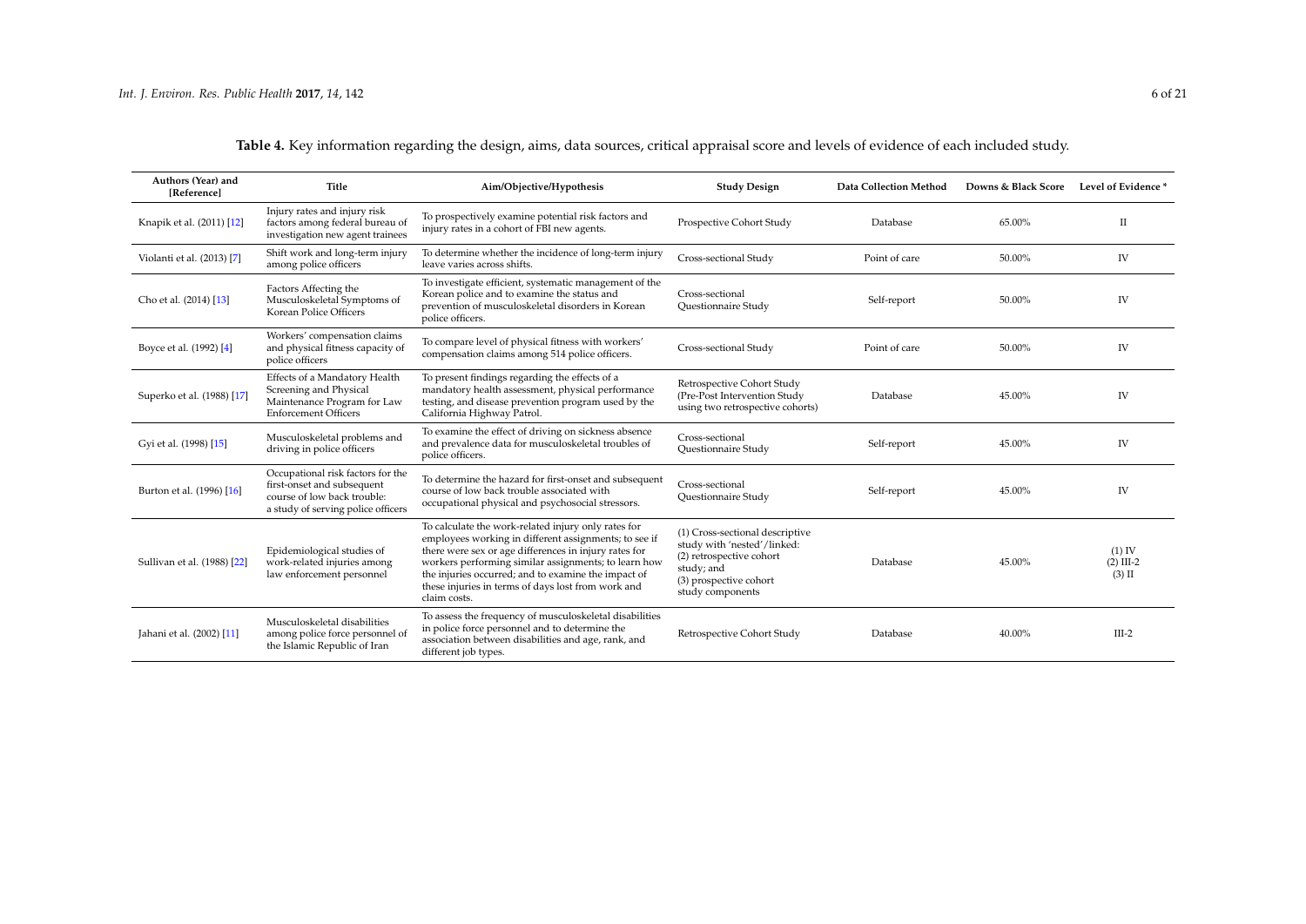**Table 4.** Key information regarding the design, aims, data sources, critical appraisal score and levels of evidence of each included study.

| Authors (Year) and [Reference] | Title | Aim/Objective/Hypothesis | Study Design | Data Collection Method | Downs & Black Score | Level of Evidence * |
|---|---|---|---|---|---|---|
| Knapik et al. (2011) [12] | Injury rates and injury risk factors among federal bureau of investigation new agent trainees | To prospectively examine potential risk factors and injury rates in a cohort of FBI new agents. | Prospective Cohort Study | Database | 65.00% | II |
| Violanti et al. (2013) [7] | Shift work and long-term injury among police officers | To determine whether the incidence of long-term injury leave varies across shifts. | Cross-sectional Study | Point of care | 50.00% | IV |
| Cho et al. (2014) [13] | Factors Affecting the Musculoskeletal Symptoms of Korean Police Officers | To investigate efficient, systematic management of the Korean police and to examine the status and prevention of musculoskeletal disorders in Korean police officers. | Cross-sectional Questionnaire Study | Self-report | 50.00% | IV |
| Boyce et al. (1992) [4] | Workers' compensation claims and physical fitness capacity of police officers | To compare level of physical fitness with workers' compensation claims among 514 police officers. | Cross-sectional Study | Point of care | 50.00% | IV |
| Superko et al. (1988) [17] | Effects of a Mandatory Health Screening and Physical Maintenance Program for Law Enforcement Officers | To present findings regarding the effects of a mandatory health assessment, physical performance testing, and disease prevention program used by the California Highway Patrol. | Retrospective Cohort Study (Pre-Post Intervention Study using two retrospective cohorts) | Database | 45.00% | IV |
| Gyi et al. (1998) [15] | Musculoskeletal problems and driving in police officers | To examine the effect of driving on sickness absence and prevalence data for musculoskeletal troubles of police officers. | Cross-sectional Questionnaire Study | Self-report | 45.00% | IV |
| Burton et al. (1996) [16] | Occupational risk factors for the first-onset and subsequent course of low back trouble: a study of serving police officers | To determine the hazard for first-onset and subsequent course of low back trouble associated with occupational physical and psychosocial stressors. | Cross-sectional Questionnaire Study | Self-report | 45.00% | IV |
| Sullivan et al. (1988) [22] | Epidemiological studies of work-related injuries among law enforcement personnel | To calculate the work-related injury only rates for employees working in different assignments; to see if there were sex or age differences in injury rates for workers performing similar assignments; to learn how the injuries occurred; and to examine the impact of these injuries in terms of days lost from work and claim costs. | (1) Cross-sectional descriptive study with 'nested'/linked: (2) retrospective cohort study; and (3) prospective cohort study components | Database | 45.00% | (1) IV (2) III-2 (3) II |
| Jahani et al. (2002) [11] | Musculoskeletal disabilities among police force personnel of the Islamic Republic of Iran | To assess the frequency of musculoskeletal disabilities in police force personnel and to determine the association between disabilities and age, rank, and different job types. | Retrospective Cohort Study | Database | 40.00% | III-2 |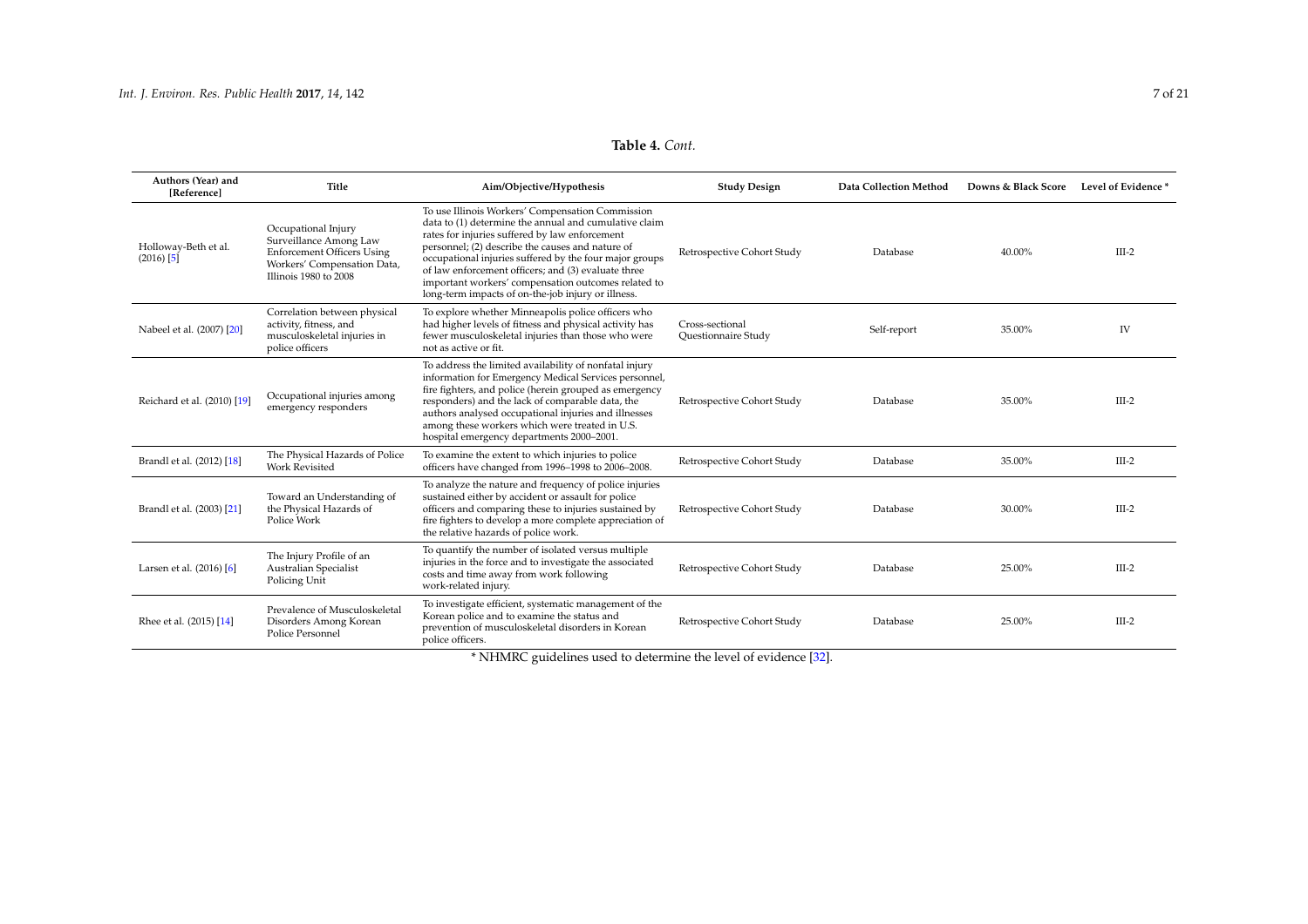**Table 4.** *Cont.*

| Authors (Year) and [Reference] | Title | Aim/Objective/Hypothesis | Study Design | Data Collection Method | Downs & Black Score | Level of Evidence * |
| --- | --- | --- | --- | --- | --- | --- |
| Holloway-Beth et al. (2016) [5] | Occupational Injury Surveillance Among Law Enforcement Officers Using Workers' Compensation Data, Illinois 1980 to 2008 | To use Illinois Workers' Compensation Commission data to (1) determine the annual and cumulative claim rates for injuries suffered by law enforcement personnel; (2) describe the causes and nature of occupational injuries suffered by the four major groups of law enforcement officers; and (3) evaluate three important workers' compensation outcomes related to long-term impacts of on-the-job injury or illness. | Retrospective Cohort Study | Database | 40.00% | III-2 |
| Nabeel et al. (2007) [20] | Correlation between physical activity, fitness, and musculoskeletal injuries in police officers | To explore whether Minneapolis police officers who had higher levels of fitness and physical activity has fewer musculoskeletal injuries than those who were not as active or fit. | Cross-sectional Questionnaire Study | Self-report | 35.00% | IV |
| Reichard et al. (2010) [19] | Occupational injuries among emergency responders | To address the limited availability of nonfatal injury information for Emergency Medical Services personnel, fire fighters, and police (herein grouped as emergency responders) and the lack of comparable data, the authors analysed occupational injuries and illnesses among these workers which were treated in U.S. hospital emergency departments 2000–2001. | Retrospective Cohort Study | Database | 35.00% | III-2 |
| Brandl et al. (2012) [18] | The Physical Hazards of Police Work Revisited | To examine the extent to which injuries to police officers have changed from 1996–1998 to 2006–2008. | Retrospective Cohort Study | Database | 35.00% | III-2 |
| Brandl et al. (2003) [21] | Toward an Understanding of the Physical Hazards of Police Work | To analyze the nature and frequency of police injuries sustained either by accident or assault for police officers and comparing these to injuries sustained by fire fighters to develop a more complete appreciation of the relative hazards of police work. | Retrospective Cohort Study | Database | 30.00% | III-2 |
| Larsen et al. (2016) [6] | The Injury Profile of an Australian Specialist Policing Unit | To quantify the number of isolated versus multiple injuries in the force and to investigate the associated costs and time away from work following work-related injury. | Retrospective Cohort Study | Database | 25.00% | III-2 |
| Rhee et al. (2015) [14] | Prevalence of Musculoskeletal Disorders Among Korean Police Personnel | To investigate efficient, systematic management of the Korean police and to examine the status and prevention of musculoskeletal disorders in Korean police officers. | Retrospective Cohort Study | Database | 25.00% | III-2 |

* NHMRC guidelines used to determine the level of evidence [32].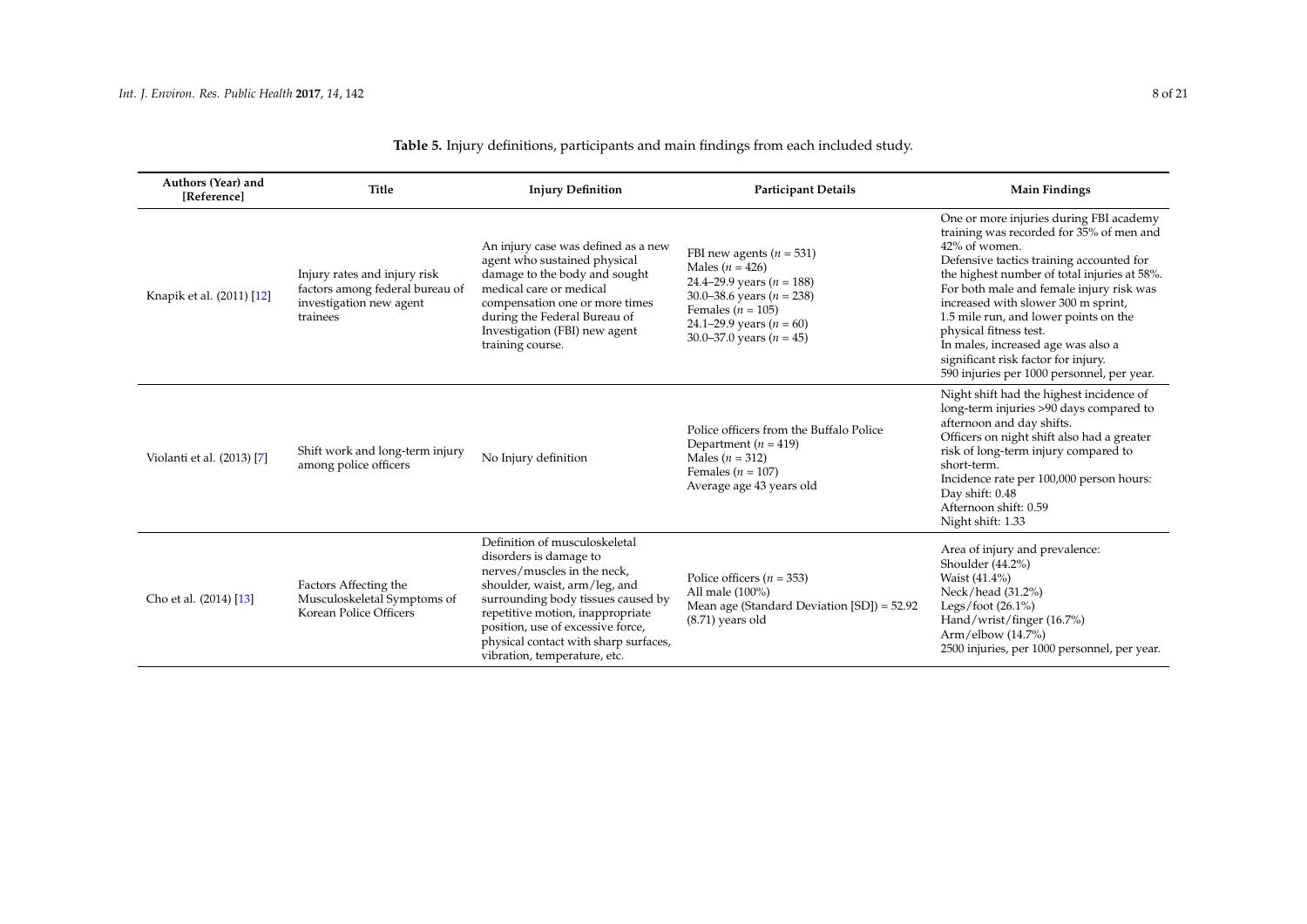**Table 5.** Injury definitions, participants and main findings from each included study.

| Authors (Year) and [Reference] | Title | Injury Definition | Participant Details | Main Findings |
|---|---|---|---|---|
| Knapik et al. (2011) [12] | Injury rates and injury risk factors among federal bureau of investigation new agent trainees | An injury case was defined as a new agent who sustained physical damage to the body and sought medical care or medical compensation one or more times during the Federal Bureau of Investigation (FBI) new agent training course. | FBI new agents ($n$ = 531)<br>Males ($n$ = 426)<br>24.4–29.9 years ($n$ = 188)<br>30.0–38.6 years ($n$ = 238)<br>Females ($n$ = 105)<br>24.1–29.9 years ($n$ = 60)<br>30.0–37.0 years ($n$ = 45) | One or more injuries during FBI academy training was recorded for 35% of men and 42% of women.<br>Defensive tactics training accounted for the highest number of total injuries at 58%.<br>For both male and female injury risk was increased with slower 300 m sprint, 1.5 mile run, and lower points on the physical fitness test.<br>In males, increased age was also a significant risk factor for injury.<br>590 injuries per 1000 personnel, per year. |
| Violanti et al. (2013) [7] | Shift work and long-term injury among police officers | No Injury definition | Police officers from the Buffalo Police Department ($n$ = 419)<br>Males ($n$ = 312)<br>Females ($n$ = 107)<br>Average age 43 years old | Night shift had the highest incidence of long-term injuries >90 days compared to afternoon and day shifts.<br>Officers on night shift also had a greater risk of long-term injury compared to short-term.<br>Incidence rate per 100,000 person hours:<br>Day shift: 0.48<br>Afternoon shift: 0.59<br>Night shift: 1.33 |
| Cho et al. (2014) [13] | Factors Affecting the Musculoskeletal Symptoms of Korean Police Officers | Definition of musculoskeletal disorders is damage to nerves/muscles in the neck, shoulder, waist, arm/leg, and surrounding body tissues caused by repetitive motion, inappropriate position, use of excessive force, physical contact with sharp surfaces, vibration, temperature, etc. | Police officers ($n$ = 353)<br>All male (100%)<br>Mean age (Standard Deviation [SD]) = 52.92 (8.71) years old | Area of injury and prevalence:<br>Shoulder (44.2%)<br>Waist (41.4%)<br>Neck/head (31.2%)<br>Legs/foot (26.1%)<br>Hand/wrist/finger (16.7%)<br>Arm/elbow (14.7%)<br>2500 injuries, per 1000 personnel, per year. |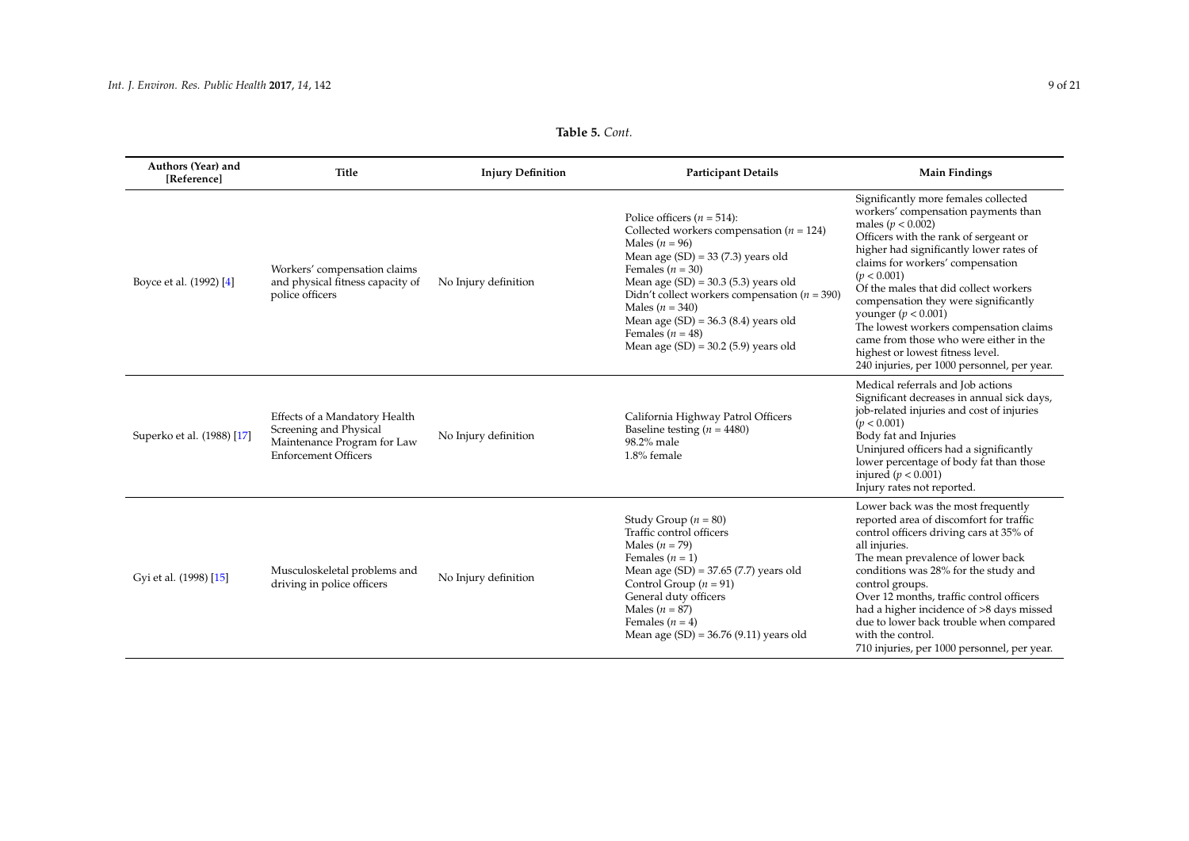**Table 5.** *Cont.*

| Authors (Year) and [Reference] | Title | Injury Definition | Participant Details | Main Findings |
|---|---|---|---|---|
| Boyce et al. (1992) [4] | Workers' compensation claims and physical fitness capacity of police officers | No Injury definition | Police officers ($n = 514$):<br>Collected workers compensation ($n = 124$)<br>Males ($n = 96$)<br>Mean age (SD) = 33 (7.3) years old<br>Females ($n = 30$)<br>Mean age (SD) = 30.3 (5.3) years old<br>Didn't collect workers compensation ($n = 390$)<br>Males ($n = 340$)<br>Mean age (SD) = 36.3 (8.4) years old<br>Females ($n = 48$)<br>Mean age (SD) = 30.2 (5.9) years old | Significantly more females collected workers' compensation payments than males ($p < 0.002$)<br>Officers with the rank of sergeant or higher had significantly lower rates of claims for workers' compensation ($p < 0.001$)<br>Of the males that did collect workers compensation they were significantly younger ($p < 0.001$)<br>The lowest workers compensation claims came from those who were either in the highest or lowest fitness level.<br>240 injuries, per 1000 personnel, per year. |
| Superko et al. (1988) [17] | Effects of a Mandatory Health Screening and Physical Maintenance Program for Law Enforcement Officers | No Injury definition | California Highway Patrol Officers<br>Baseline testing ($n = 4480$)<br>98.2% male<br>1.8% female | Medical referrals and Job actions<br>Significant decreases in annual sick days, job-related injuries and cost of injuries ($p < 0.001$)<br>Body fat and Injuries<br>Uninjured officers had a significantly lower percentage of body fat than those injured ($p < 0.001$)<br>Injury rates not reported. |
| Gyi et al. (1998) [15] | Musculoskeletal problems and driving in police officers | No Injury definition | Study Group ($n = 80$)<br>Traffic control officers<br>Males ($n = 79$)<br>Females ($n = 1$)<br>Mean age (SD) = 37.65 (7.7) years old<br>Control Group ($n = 91$)<br>General duty officers<br>Males ($n = 87$)<br>Females ($n = 4$)<br>Mean age (SD) = 36.76 (9.11) years old | Lower back was the most frequently reported area of discomfort for traffic control officers driving cars at 35% of all injuries.<br>The mean prevalence of lower back conditions was 28% for the study and control groups.<br>Over 12 months, traffic control officers had a higher incidence of >8 days missed due to lower back trouble when compared with the control.<br>710 injuries, per 1000 personnel, per year. |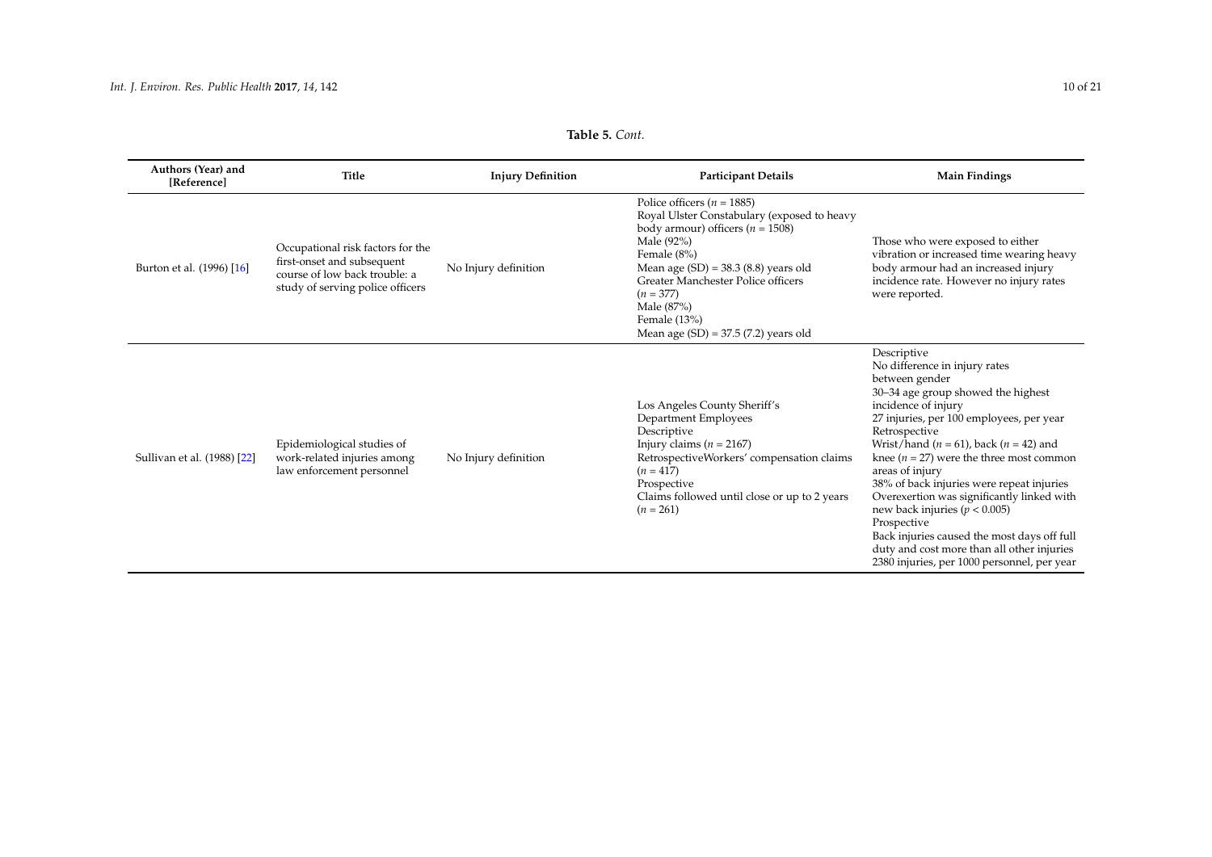**Table 5.** *Cont.*

| Authors (Year) and [Reference] | Title | Injury Definition | Participant Details | Main Findings |
|---|---|---|---|---|
| Burton et al. (1996) [16] | Occupational risk factors for the first-onset and subsequent course of low back trouble: a study of serving police officers | No Injury definition | Police officers ($n$ = 1885)<br>Royal Ulster Constabulary (exposed to heavy body armour) officers ($n$ = 1508)<br>Male (92%)<br>Female (8%)<br>Mean age (SD) = 38.3 (8.8) years old<br>Greater Manchester Police officers ($n$ = 377)<br>Male (87%)<br>Female (13%)<br>Mean age (SD) = 37.5 (7.2) years old | Those who were exposed to either vibration or increased time wearing heavy body armour had an increased injury incidence rate. However no injury rates were reported. |
| Sullivan et al. (1988) [22] | Epidemiological studies of work-related injuries among law enforcement personnel | No Injury definition | Los Angeles County Sheriff's Department Employees<br>Descriptive<br>Injury claims ($n$ = 2167)<br>RetrospectiveWorkers' compensation claims ($n$ = 417)<br>Prospective<br>Claims followed until close or up to 2 years ($n$ = 261) | Descriptive<br>No difference in injury rates between gender<br>30–34 age group showed the highest incidence of injury<br>27 injuries, per 100 employees, per year<br>Retrospective<br>Wrist/hand ($n$ = 61), back ($n$ = 42) and knee ($n$ = 27) were the three most common areas of injury<br>38% of back injuries were repeat injuries<br>Overexertion was significantly linked with new back injuries ($p < 0.005$)<br>Prospective<br>Back injuries caused the most days off full duty and cost more than all other injuries<br>2380 injuries, per 1000 personnel, per year |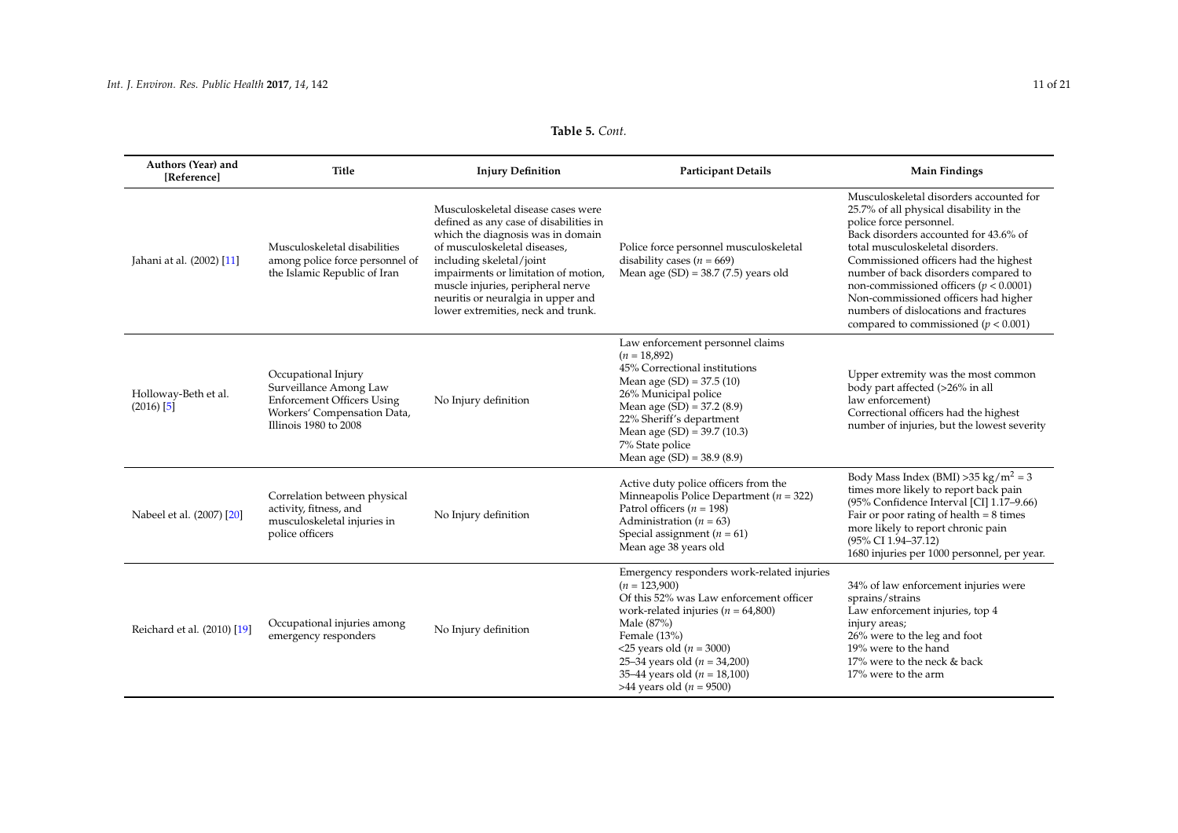**Table 5.** *Cont.*

| Authors (Year) and [Reference] | Title | Injury Definition | Participant Details | Main Findings |
|---|---|---|---|---|
| Jahani at al. (2002) [11] | Musculoskeletal disabilities among police force personnel of the Islamic Republic of Iran | Musculoskeletal disease cases were defined as any case of disabilities in which the diagnosis was in domain of musculoskeletal diseases, including skeletal/joint impairments or limitation of motion, muscle injuries, peripheral nerve neuritis or neuralgia in upper and lower extremities, neck and trunk. | Police force personnel musculoskeletal disability cases ($n$ = 669)<br>Mean age (SD) = 38.7 (7.5) years old | Musculoskeletal disorders accounted for 25.7% of all physical disability in the police force personnel.<br>Back disorders accounted for 43.6% of total musculoskeletal disorders.<br>Commissioned officers had the highest number of back disorders compared to non-commissioned officers ($p < 0.0001$)<br>Non-commissioned officers had higher numbers of dislocations and fractures compared to commissioned ($p < 0.001$) |
| Holloway-Beth et al. (2016) [5] | Occupational Injury Surveillance Among Law Enforcement Officers Using Workers' Compensation Data, Illinois 1980 to 2008 | No Injury definition | Law enforcement personnel claims ($n$ = 18,892)<br>45% Correctional institutions<br>Mean age (SD) = 37.5 (10)<br>26% Municipal police<br>Mean age (SD) = 37.2 (8.9)<br>22% Sheriff's department<br>Mean age (SD) = 39.7 (10.3)<br>7% State police<br>Mean age (SD) = 38.9 (8.9) | Upper extremity was the most common body part affected (>26% in all law enforcement)<br>Correctional officers had the highest number of injuries, but the lowest severity |
| Nabeel et al. (2007) [20] | Correlation between physical activity, fitness, and musculoskeletal injuries in police officers | No Injury definition | Active duty police officers from the Minneapolis Police Department ($n$ = 322)<br>Patrol officers ($n$ = 198)<br>Administration ($n$ = 63)<br>Special assignment ($n$ = 61)<br>Mean age 38 years old | Body Mass Index (BMI) >35 kg/m$^2$ = 3 times more likely to report back pain (95% Confidence Interval [CI] 1.17–9.66)<br>Fair or poor rating of health = 8 times more likely to report chronic pain (95% CI 1.94–37.12)<br>1680 injuries per 1000 personnel, per year. |
| Reichard et al. (2010) [19] | Occupational injuries among emergency responders | No Injury definition | Emergency responders work-related injuries ($n$ = 123,900)<br>Of this 52% was Law enforcement officer work-related injuries ($n$ = 64,800)<br>Male (87%)<br>Female (13%)<br><25 years old ($n$ = 3000)<br>25–34 years old ($n$ = 34,200)<br>35–44 years old ($n$ = 18,100)<br>>44 years old ($n$ = 9500) | 34% of law enforcement injuries were sprains/strains<br>Law enforcement injuries, top 4 injury areas;<br>26% were to the leg and foot<br>19% were to the hand<br>17% were to the neck & back<br>17% were to the arm |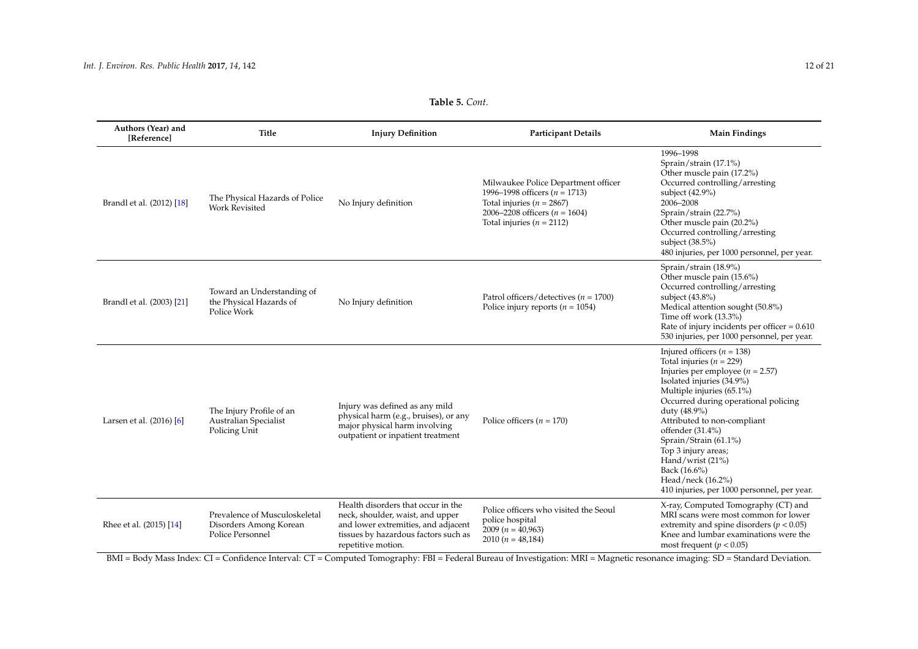**Table 5.** *Cont.*

| Authors (Year) and [Reference] | Title | Injury Definition | Participant Details | Main Findings |
|---|---|---|---|---|
| Brandl et al. (2012) [18] | The Physical Hazards of Police Work Revisited | No Injury definition | Milwaukee Police Department officer<br>1996–1998 officers ($n$ = 1713)<br>Total injuries ($n$ = 2867)<br>2006–2208 officers ($n$ = 1604)<br>Total injuries ($n$ = 2112) | 1996–1998<br>Sprain/strain (17.1%)<br>Other muscle pain (17.2%)<br>Occurred controlling/arresting subject (42.9%)<br>2006–2008<br>Sprain/strain (22.7%)<br>Other muscle pain (20.2%)<br>Occurred controlling/arresting subject (38.5%)<br>480 injuries, per 1000 personnel, per year. |
| Brandl et al. (2003) [21] | Toward an Understanding of the Physical Hazards of Police Work | No Injury definition | Patrol officers/detectives ($n$ = 1700)<br>Police injury reports ($n$ = 1054) | Sprain/strain (18.9%)<br>Other muscle pain (15.6%)<br>Occurred controlling/arresting subject (43.8%)<br>Medical attention sought (50.8%)<br>Time off work (13.3%)<br>Rate of injury incidents per officer = 0.610<br>530 injuries, per 1000 personnel, per year. |
| Larsen et al. (2016) [6] | The Injury Profile of an Australian Specialist Policing Unit | Injury was defined as any mild physical harm (e.g., bruises), or any major physical harm involving outpatient or inpatient treatment | Police officers ($n$ = 170) | Injured officers ($n$ = 138)<br>Total injuries ($n$ = 229)<br>Injuries per employee ($n$ = 2.57)<br>Isolated injuries (34.9%)<br>Multiple injuries (65.1%)<br>Occurred during operational policing duty (48.9%)<br>Attributed to non-compliant offender (31.4%)<br>Sprain/Strain (61.1%)<br>Top 3 injury areas;<br>Hand/wrist (21%)<br>Back (16.6%)<br>Head/neck (16.2%)<br>410 injuries, per 1000 personnel, per year. |
| Rhee et al. (2015) [14] | Prevalence of Musculoskeletal Disorders Among Korean Police Personnel | Health disorders that occur in the neck, shoulder, waist, and upper and lower extremities, and adjacent tissues by hazardous factors such as repetitive motion. | Police officers who visited the Seoul police hospital<br>2009 ($n$ = 40,963)<br>2010 ($n$ = 48,184) | X-ray, Computed Tomography (CT) and MRI scans were most common for lower extremity and spine disorders ($p < 0.05$)<br>Knee and lumbar examinations were the most frequent ($p < 0.05$) |

BMI = Body Mass Index: CI = Confidence Interval: CT = Computed Tomography: FBI = Federal Bureau of Investigation: MRI = Magnetic resonance imaging: SD = Standard Deviation.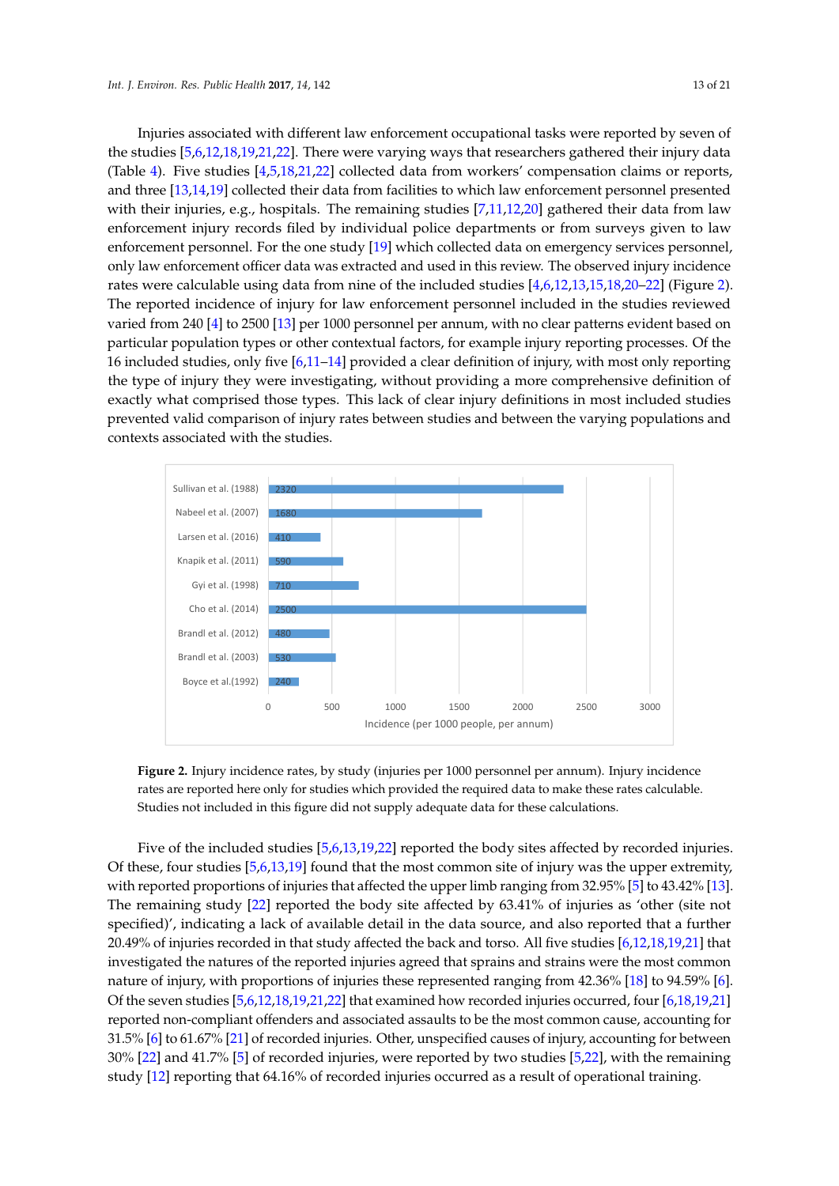Injuries associated with different law enforcement occupational tasks were reported by seven of the studies [5,6,12,18,19,21,22]. There were varying ways that researchers gathered their injury data (Table 4). Five studies [4,5,18,21,22] collected data from workers' compensation claims or reports, and three [13,14,19] collected their data from facilities to which law enforcement personnel presented with their injuries, e.g., hospitals. The remaining studies [7,11,12,20] gathered their data from law enforcement injury records filed by individual police departments or from surveys given to law enforcement personnel. For the one study [19] which collected data on emergency services personnel, only law enforcement officer data was extracted and used in this review. The observed injury incidence rates were calculable using data from nine of the included studies [4,6,12,13,15,18,20–22] (Figure 2). The reported incidence of injury for law enforcement personnel included in the studies reviewed varied from 240 [4] to 2500 [13] per 1000 personnel per annum, with no clear patterns evident based on particular population types or other contextual factors, for example injury reporting processes. Of the 16 included studies, only five [6,11–14] provided a clear definition of injury, with most only reporting the type of injury they were investigating, without providing a more comprehensive definition of exactly what comprised those types. This lack of clear injury definitions in most included studies prevented valid comparison of injury rates between studies and between the varying populations and contexts associated with the studies.

| Study | Incidence (per 1000 people, per annum) |
| --- | --- |
| Sullivan et al. (1988) | 2320 |
| Nabeel et al. (2007) | 1680 |
| Larsen et al. (2016) | 410 |
| Knapik et al. (2011) | 590 |
| Gyi et al. (1998) | 710 |
| Cho et al. (2014) | 2500 |
| Brandl et al. (2012) | 480 |
| Brandl et al. (2003) | 530 |
| Boyce et al.(1992) | 240 |

**Figure 2.** Injury incidence rates, by study (injuries per 1000 personnel per annum). Injury incidence rates are reported here only for studies which provided the required data to make these rates calculable. Studies not included in this figure did not supply adequate data for these calculations.

Five of the included studies [5,6,13,19,22] reported the body sites affected by recorded injuries. Of these, four studies [5,6,13,19] found that the most common site of injury was the upper extremity, with reported proportions of injuries that affected the upper limb ranging from 32.95% [5] to 43.42% [13]. The remaining study [22] reported the body site affected by 63.41% of injuries as 'other (site not specified)', indicating a lack of available detail in the data source, and also reported that a further 20.49% of injuries recorded in that study affected the back and torso. All five studies [6,12,18,19,21] that investigated the natures of the reported injuries agreed that sprains and strains were the most common nature of injury, with proportions of injuries these represented ranging from 42.36% [18] to 94.59% [6]. Of the seven studies [5,6,12,18,19,21,22] that examined how recorded injuries occurred, four [6,18,19,21] reported non-compliant offenders and associated assaults to be the most common cause, accounting for 31.5% [6] to 61.67% [21] of recorded injuries. Other, unspecified causes of injury, accounting for between 30% [22] and 41.7% [5] of recorded injuries, were reported by two studies [5,22], with the remaining study [12] reporting that 64.16% of recorded injuries occurred as a result of operational training.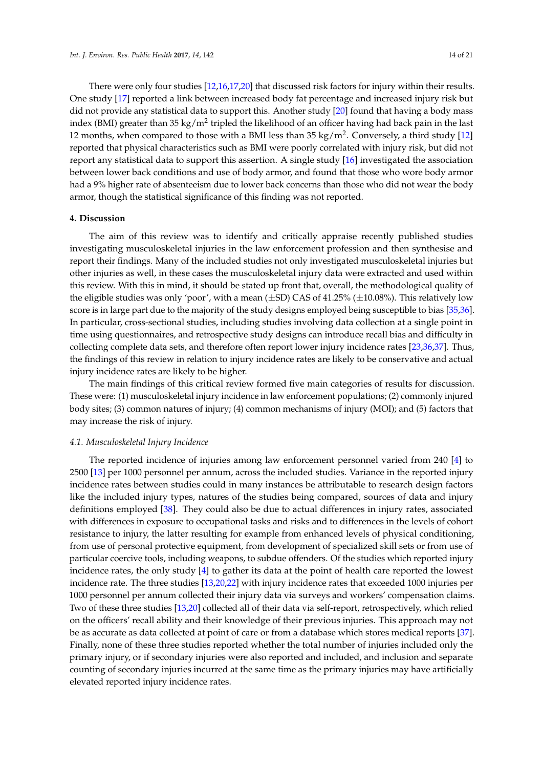There were only four studies [12,16,17,20] that discussed risk factors for injury within their results. One study [17] reported a link between increased body fat percentage and increased injury risk but did not provide any statistical data to support this. Another study [20] found that having a body mass index (BMI) greater than 35 $kg/m^2$ tripled the likelihood of an officer having had back pain in the last 12 months, when compared to those with a BMI less than 35 $kg/m^2$. Conversely, a third study [12] reported that physical characteristics such as BMI were poorly correlated with injury risk, but did not report any statistical data to support this assertion. A single study [16] investigated the association between lower back conditions and use of body armor, and found that those who wore body armor had a 9% higher rate of absenteeism due to lower back concerns than those who did not wear the body armor, though the statistical significance of this finding was not reported.

## 4. Discussion

The aim of this review was to identify and critically appraise recently published studies investigating musculoskeletal injuries in the law enforcement profession and then synthesise and report their findings. Many of the included studies not only investigated musculoskeletal injuries but other injuries as well, in these cases the musculoskeletal injury data were extracted and used within this review. With this in mind, it should be stated up front that, overall, the methodological quality of the eligible studies was only 'poor', with a mean (±SD) CAS of 41.25% (±10.08%). This relatively low score is in large part due to the majority of the study designs employed being susceptible to bias [35,36]. In particular, cross-sectional studies, including studies involving data collection at a single point in time using questionnaires, and retrospective study designs can introduce recall bias and difficulty in collecting complete data sets, and therefore often report lower injury incidence rates [23,36,37]. Thus, the findings of this review in relation to injury incidence rates are likely to be conservative and actual injury incidence rates are likely to be higher.

The main findings of this critical review formed five main categories of results for discussion. These were: (1) musculoskeletal injury incidence in law enforcement populations; (2) commonly injured body sites; (3) common natures of injury; (4) common mechanisms of injury (MOI); and (5) factors that may increase the risk of injury.

### *4.1. Musculoskeletal Injury Incidence*

The reported incidence of injuries among law enforcement personnel varied from 240 [4] to 2500 [13] per 1000 personnel per annum, across the included studies. Variance in the reported injury incidence rates between studies could in many instances be attributable to research design factors like the included injury types, natures of the studies being compared, sources of data and injury definitions employed [38]. They could also be due to actual differences in injury rates, associated with differences in exposure to occupational tasks and risks and to differences in the levels of cohort resistance to injury, the latter resulting for example from enhanced levels of physical conditioning, from use of personal protective equipment, from development of specialized skill sets or from use of particular coercive tools, including weapons, to subdue offenders. Of the studies which reported injury incidence rates, the only study [4] to gather its data at the point of health care reported the lowest incidence rate. The three studies [13,20,22] with injury incidence rates that exceeded 1000 injuries per 1000 personnel per annum collected their injury data via surveys and workers' compensation claims. Two of these three studies [13,20] collected all of their data via self-report, retrospectively, which relied on the officers' recall ability and their knowledge of their previous injuries. This approach may not be as accurate as data collected at point of care or from a database which stores medical reports [37]. Finally, none of these three studies reported whether the total number of injuries included only the primary injury, or if secondary injuries were also reported and included, and inclusion and separate counting of secondary injuries incurred at the same time as the primary injuries may have artificially elevated reported injury incidence rates.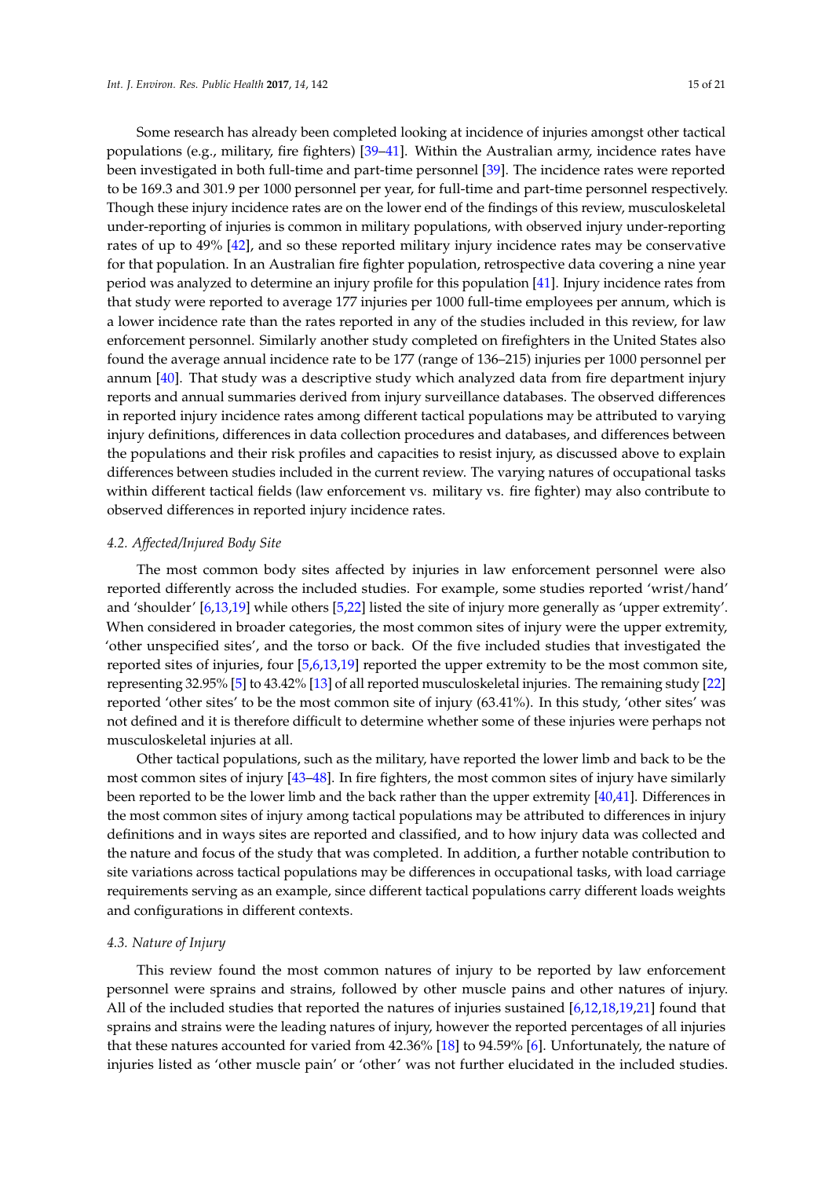Some research has already been completed looking at incidence of injuries amongst other tactical populations (e.g., military, fire fighters) [39–41]. Within the Australian army, incidence rates have been investigated in both full-time and part-time personnel [39]. The incidence rates were reported to be 169.3 and 301.9 per 1000 personnel per year, for full-time and part-time personnel respectively. Though these injury incidence rates are on the lower end of the findings of this review, musculoskeletal under-reporting of injuries is common in military populations, with observed injury under-reporting rates of up to 49% [42], and so these reported military injury incidence rates may be conservative for that population. In an Australian fire fighter population, retrospective data covering a nine year period was analyzed to determine an injury profile for this population [41]. Injury incidence rates from that study were reported to average 177 injuries per 1000 full-time employees per annum, which is a lower incidence rate than the rates reported in any of the studies included in this review, for law enforcement personnel. Similarly another study completed on firefighters in the United States also found the average annual incidence rate to be 177 (range of 136–215) injuries per 1000 personnel per annum [40]. That study was a descriptive study which analyzed data from fire department injury reports and annual summaries derived from injury surveillance databases. The observed differences in reported injury incidence rates among different tactical populations may be attributed to varying injury definitions, differences in data collection procedures and databases, and differences between the populations and their risk profiles and capacities to resist injury, as discussed above to explain differences between studies included in the current review. The varying natures of occupational tasks within different tactical fields (law enforcement vs. military vs. fire fighter) may also contribute to observed differences in reported injury incidence rates.

### *4.2. Affected/Injured Body Site*

The most common body sites affected by injuries in law enforcement personnel were also reported differently across the included studies. For example, some studies reported 'wrist/hand' and 'shoulder' [6,13,19] while others [5,22] listed the site of injury more generally as 'upper extremity'. When considered in broader categories, the most common sites of injury were the upper extremity, 'other unspecified sites', and the torso or back. Of the five included studies that investigated the reported sites of injuries, four [5,6,13,19] reported the upper extremity to be the most common site, representing 32.95% [5] to 43.42% [13] of all reported musculoskeletal injuries. The remaining study [22] reported 'other sites' to be the most common site of injury (63.41%). In this study, 'other sites' was not defined and it is therefore difficult to determine whether some of these injuries were perhaps not musculoskeletal injuries at all.

Other tactical populations, such as the military, have reported the lower limb and back to be the most common sites of injury [43–48]. In fire fighters, the most common sites of injury have similarly been reported to be the lower limb and the back rather than the upper extremity [40,41]. Differences in the most common sites of injury among tactical populations may be attributed to differences in injury definitions and in ways sites are reported and classified, and to how injury data was collected and the nature and focus of the study that was completed. In addition, a further notable contribution to site variations across tactical populations may be differences in occupational tasks, with load carriage requirements serving as an example, since different tactical populations carry different loads weights and configurations in different contexts.

### *4.3. Nature of Injury*

This review found the most common natures of injury to be reported by law enforcement personnel were sprains and strains, followed by other muscle pains and other natures of injury. All of the included studies that reported the natures of injuries sustained [6,12,18,19,21] found that sprains and strains were the leading natures of injury, however the reported percentages of all injuries that these natures accounted for varied from 42.36% [18] to 94.59% [6]. Unfortunately, the nature of injuries listed as 'other muscle pain' or 'other' was not further elucidated in the included studies.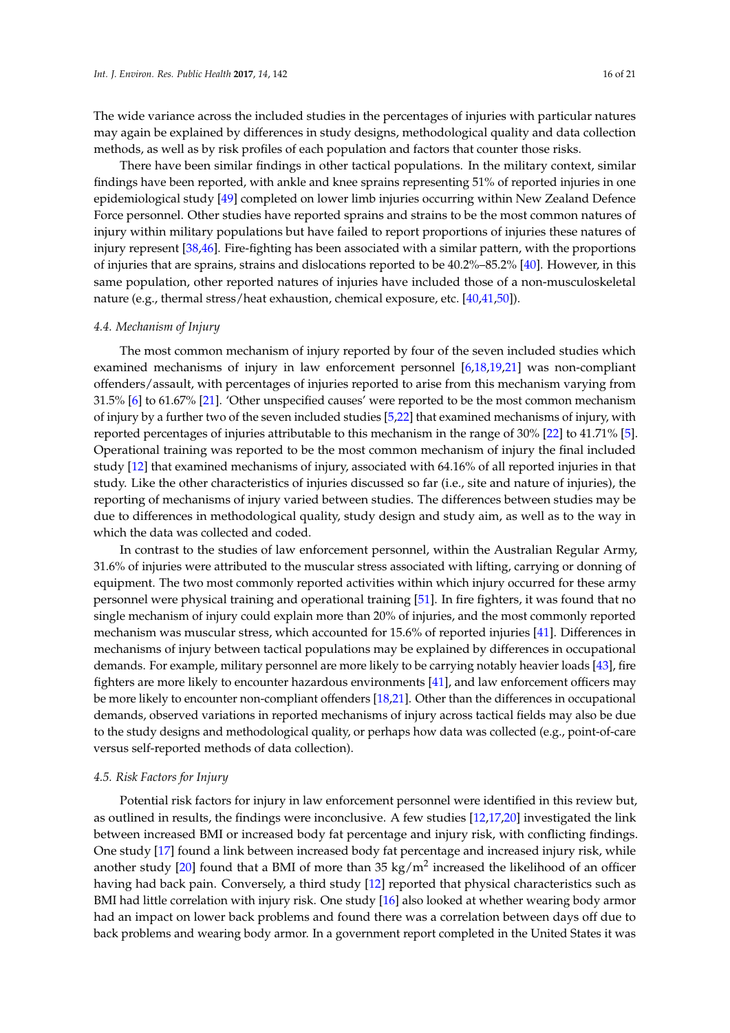The wide variance across the included studies in the percentages of injuries with particular natures may again be explained by differences in study designs, methodological quality and data collection methods, as well as by risk profiles of each population and factors that counter those risks.

There have been similar findings in other tactical populations. In the military context, similar findings have been reported, with ankle and knee sprains representing 51% of reported injuries in one epidemiological study [49] completed on lower limb injuries occurring within New Zealand Defence Force personnel. Other studies have reported sprains and strains to be the most common natures of injury within military populations but have failed to report proportions of injuries these natures of injury represent [38,46]. Fire-fighting has been associated with a similar pattern, with the proportions of injuries that are sprains, strains and dislocations reported to be 40.2%–85.2% [40]. However, in this same population, other reported natures of injuries have included those of a non-musculoskeletal nature (e.g., thermal stress/heat exhaustion, chemical exposure, etc. [40,41,50]).

### *4.4. Mechanism of Injury*

The most common mechanism of injury reported by four of the seven included studies which examined mechanisms of injury in law enforcement personnel [6,18,19,21] was non-compliant offenders/assault, with percentages of injuries reported to arise from this mechanism varying from 31.5% [6] to 61.67% [21]. 'Other unspecified causes' were reported to be the most common mechanism of injury by a further two of the seven included studies [5,22] that examined mechanisms of injury, with reported percentages of injuries attributable to this mechanism in the range of 30% [22] to 41.71% [5]. Operational training was reported to be the most common mechanism of injury the final included study [12] that examined mechanisms of injury, associated with 64.16% of all reported injuries in that study. Like the other characteristics of injuries discussed so far (i.e., site and nature of injuries), the reporting of mechanisms of injury varied between studies. The differences between studies may be due to differences in methodological quality, study design and study aim, as well as to the way in which the data was collected and coded.

In contrast to the studies of law enforcement personnel, within the Australian Regular Army, 31.6% of injuries were attributed to the muscular stress associated with lifting, carrying or donning of equipment. The two most commonly reported activities within which injury occurred for these army personnel were physical training and operational training [51]. In fire fighters, it was found that no single mechanism of injury could explain more than 20% of injuries, and the most commonly reported mechanism was muscular stress, which accounted for 15.6% of reported injuries [41]. Differences in mechanisms of injury between tactical populations may be explained by differences in occupational demands. For example, military personnel are more likely to be carrying notably heavier loads [43], fire fighters are more likely to encounter hazardous environments [41], and law enforcement officers may be more likely to encounter non-compliant offenders [18,21]. Other than the differences in occupational demands, observed variations in reported mechanisms of injury across tactical fields may also be due to the study designs and methodological quality, or perhaps how data was collected (e.g., point-of-care versus self-reported methods of data collection).

### *4.5. Risk Factors for Injury*

Potential risk factors for injury in law enforcement personnel were identified in this review but, as outlined in results, the findings were inconclusive. A few studies [12,17,20] investigated the link between increased BMI or increased body fat percentage and injury risk, with conflicting findings. One study [17] found a link between increased body fat percentage and increased injury risk, while another study [20] found that a BMI of more than 35 $kg/m^2$ increased the likelihood of an officer having had back pain. Conversely, a third study [12] reported that physical characteristics such as BMI had little correlation with injury risk. One study [16] also looked at whether wearing body armor had an impact on lower back problems and found there was a correlation between days off due to back problems and wearing body armor. In a government report completed in the United States it was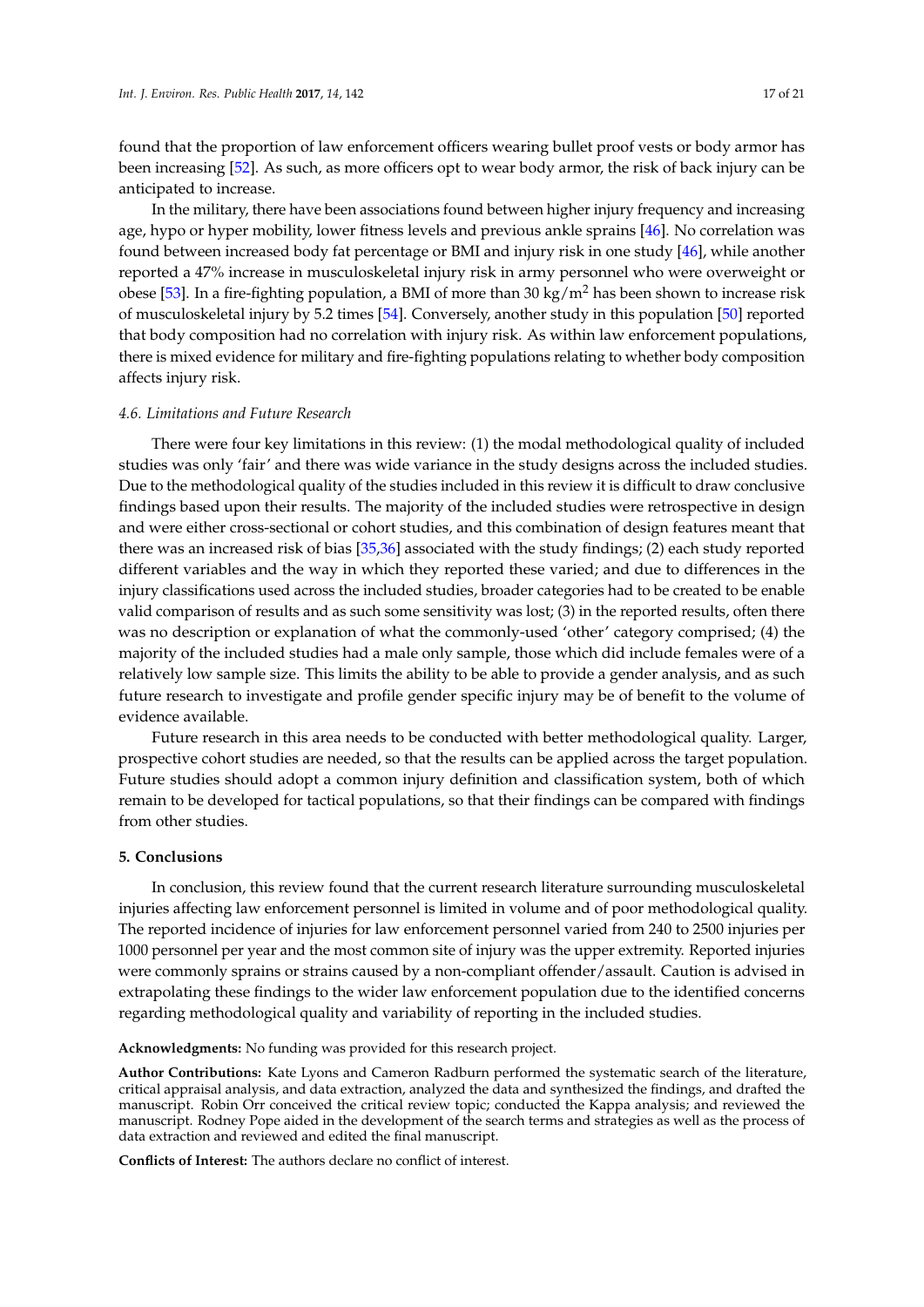found that the proportion of law enforcement officers wearing bullet proof vests or body armor has been increasing [52]. As such, as more officers opt to wear body armor, the risk of back injury can be anticipated to increase.

In the military, there have been associations found between higher injury frequency and increasing age, hypo or hyper mobility, lower fitness levels and previous ankle sprains [46]. No correlation was found between increased body fat percentage or BMI and injury risk in one study [46], while another reported a 47% increase in musculoskeletal injury risk in army personnel who were overweight or obese [53]. In a fire-fighting population, a BMI of more than 30 $kg/m^2$ has been shown to increase risk of musculoskeletal injury by 5.2 times [54]. Conversely, another study in this population [50] reported that body composition had no correlation with injury risk. As within law enforcement populations, there is mixed evidence for military and fire-fighting populations relating to whether body composition affects injury risk.

### *4.6. Limitations and Future Research*

There were four key limitations in this review: (1) the modal methodological quality of included studies was only 'fair' and there was wide variance in the study designs across the included studies. Due to the methodological quality of the studies included in this review it is difficult to draw conclusive findings based upon their results. The majority of the included studies were retrospective in design and were either cross-sectional or cohort studies, and this combination of design features meant that there was an increased risk of bias [35,36] associated with the study findings; (2) each study reported different variables and the way in which they reported these varied; and due to differences in the injury classifications used across the included studies, broader categories had to be created to be enable valid comparison of results and as such some sensitivity was lost; (3) in the reported results, often there was no description or explanation of what the commonly-used 'other' category comprised; (4) the majority of the included studies had a male only sample, those which did include females were of a relatively low sample size. This limits the ability to be able to provide a gender analysis, and as such future research to investigate and profile gender specific injury may be of benefit to the volume of evidence available.

Future research in this area needs to be conducted with better methodological quality. Larger, prospective cohort studies are needed, so that the results can be applied across the target population. Future studies should adopt a common injury definition and classification system, both of which remain to be developed for tactical populations, so that their findings can be compared with findings from other studies.

## 5. Conclusions

In conclusion, this review found that the current research literature surrounding musculoskeletal injuries affecting law enforcement personnel is limited in volume and of poor methodological quality. The reported incidence of injuries for law enforcement personnel varied from 240 to 2500 injuries per 1000 personnel per year and the most common site of injury was the upper extremity. Reported injuries were commonly sprains or strains caused by a non-compliant offender/assault. Caution is advised in extrapolating these findings to the wider law enforcement population due to the identified concerns regarding methodological quality and variability of reporting in the included studies.

**Acknowledgments:** No funding was provided for this research project.

**Author Contributions:** Kate Lyons and Cameron Radburn performed the systematic search of the literature, critical appraisal analysis, and data extraction, analyzed the data and synthesized the findings, and drafted the manuscript. Robin Orr conceived the critical review topic; conducted the Kappa analysis; and reviewed the manuscript. Rodney Pope aided in the development of the search terms and strategies as well as the process of data extraction and reviewed and edited the final manuscript.

**Conflicts of Interest:** The authors declare no conflict of interest.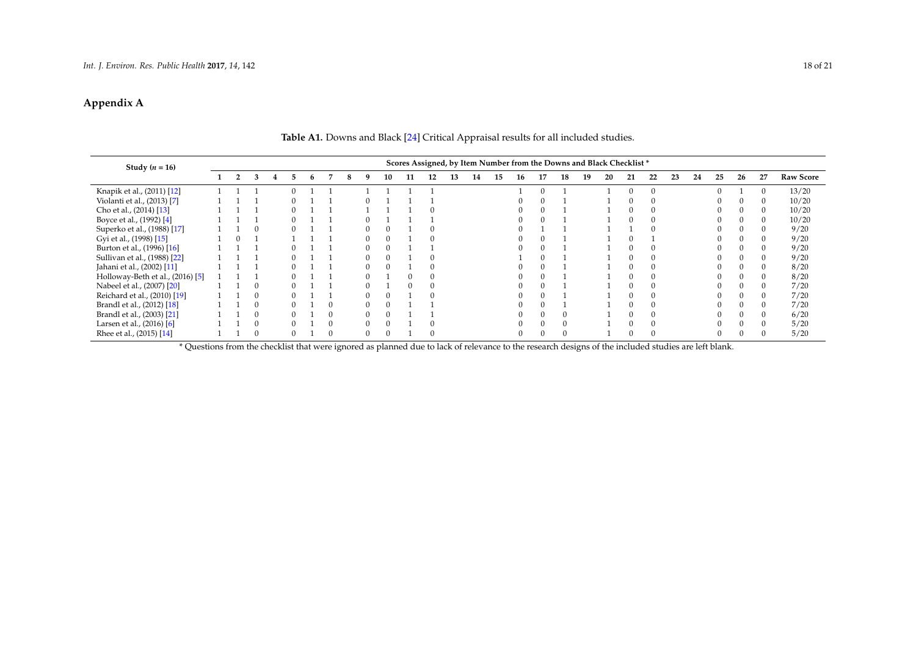## Appendix A

**Table A1.** Downs and Black [24] Critical Appraisal results for all included studies.

| Study (n = 16) | Scores Assigned, by Item Number from the Downs and Black Checklist * | | | | | | | | | | | | | | | | | | | | | | | | | | | |
|---|---|---|---|---|---|---|---|---|---|---|---|---|---|---|---|---|---|---|---|---|---|---|---|---|---|---|---|---|
| | **1** | **2** | **3** | **4** | **5** | **6** | **7** | **8** | **9** | **10** | **11** | **12** | **13** | **14** | **15** | **16** | **17** | **18** | **19** | **20** | **21** | **22** | **23** | **24** | **25** | **26** | **27** | **Raw Score** |
| Knapik et al., (2011) [12] | 1 | 1 | 1 | | 0 | 1 | 1 | | 1 | 1 | 1 | 1 | | | | 1 | 0 | 1 | | 1 | 0 | 0 | | | 0 | 1 | 0 | 13/20 |
| Violanti et al., (2013) [7] | 1 | 1 | 1 | | 0 | 1 | 1 | | 0 | 1 | 1 | 1 | | | | 0 | 0 | 1 | | 1 | 0 | 0 | | | 0 | 0 | 0 | 10/20 |
| Cho et al., (2014) [13] | 1 | 1 | 1 | | 0 | 1 | 1 | | 1 | 1 | 1 | 0 | | | | 0 | 0 | 1 | | 1 | 0 | 0 | | | 0 | 0 | 0 | 10/20 |
| Boyce et al., (1992) [4] | 1 | 1 | 1 | | 0 | 1 | 1 | | 0 | 1 | 1 | 1 | | | | 0 | 0 | 1 | | 1 | 0 | 0 | | | 0 | 0 | 0 | 10/20 |
| Superko et al., (1988) [17] | 1 | 1 | 0 | | 0 | 1 | 1 | | 0 | 0 | 1 | 0 | | | | 0 | 1 | 1 | | 1 | 1 | 0 | | | 0 | 0 | 0 | 9/20 |
| Gyi et al., (1998) [15] | 1 | 0 | 1 | | 1 | 1 | 1 | | 0 | 0 | 1 | 0 | | | | 0 | 0 | 1 | | 1 | 0 | 1 | | | 0 | 0 | 0 | 9/20 |
| Burton et al., (1996) [16] | 1 | 1 | 1 | | 0 | 1 | 1 | | 0 | 0 | 1 | 1 | | | | 0 | 0 | 1 | | 1 | 0 | 0 | | | 0 | 0 | 0 | 9/20 |
| Sullivan et al., (1988) [22] | 1 | 1 | 1 | | 0 | 1 | 1 | | 0 | 0 | 1 | 0 | | | | 1 | 0 | 1 | | 1 | 0 | 0 | | | 0 | 0 | 0 | 9/20 |
| Jahani et al., (2002) [11] | 1 | 1 | 1 | | 0 | 1 | 1 | | 0 | 0 | 1 | 0 | | | | 0 | 0 | 1 | | 1 | 0 | 0 | | | 0 | 0 | 0 | 8/20 |
| Holloway-Beth et al., (2016) [5] | 1 | 1 | 1 | | 0 | 1 | 1 | | 0 | 1 | 0 | 0 | | | | 0 | 0 | 1 | | 1 | 0 | 0 | | | 0 | 0 | 0 | 8/20 |
| Nabeel et al., (2007) [20] | 1 | 1 | 0 | | 0 | 1 | 1 | | 0 | 1 | 0 | 0 | | | | 0 | 0 | 1 | | 1 | 0 | 0 | | | 0 | 0 | 0 | 7/20 |
| Reichard et al., (2010) [19] | 1 | 1 | 0 | | 0 | 1 | 1 | | 0 | 0 | 1 | 0 | | | | 0 | 0 | 1 | | 1 | 0 | 0 | | | 0 | 0 | 0 | 7/20 |
| Brandl et al., (2012) [18] | 1 | 1 | 0 | | 0 | 1 | 0 | | 0 | 0 | 1 | 1 | | | | 0 | 0 | 1 | | 1 | 0 | 0 | | | 0 | 0 | 0 | 7/20 |
| Brandl et al., (2003) [21] | 1 | 1 | 0 | | 0 | 1 | 0 | | 0 | 0 | 1 | 1 | | | | 0 | 0 | 0 | | 1 | 0 | 0 | | | 0 | 0 | 0 | 6/20 |
| Larsen et al., (2016) [6] | 1 | 1 | 0 | | 0 | 1 | 0 | | 0 | 0 | 1 | 0 | | | | 0 | 0 | 0 | | 1 | 0 | 0 | | | 0 | 0 | 0 | 5/20 |
| Rhee et al., (2015) [14] | 1 | 1 | 0 | | 0 | 1 | 0 | | 0 | 0 | 1 | 0 | | | | 0 | 0 | 0 | | 1 | 0 | 0 | | | 0 | 0 | 0 | 5/20 |

* Questions from the checklist that were ignored as planned due to lack of relevance to the research designs of the included studies are left blank.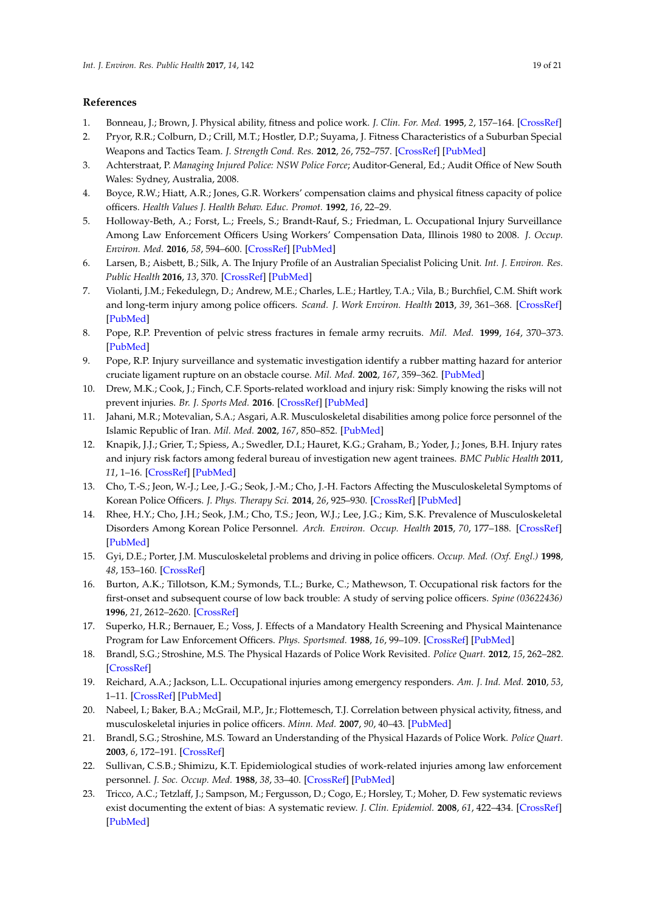## References

1. Bonneau, J.; Brown, J. Physical ability, fitness and police work. *J. Clin. For. Med.* **1995**, *2*, 157–164. [CrossRef]
2. Pryor, R.R.; Colburn, D.; Crill, M.T.; Hostler, D.P.; Suyama, J. Fitness Characteristics of a Suburban Special Weapons and Tactics Team. *J. Strength Cond. Res.* **2012**, *26*, 752–757. [CrossRef] [PubMed]
3. Achterstraat, P. *Managing Injured Police: NSW Police Force*; Auditor-General, Ed.; Audit Office of New South Wales: Sydney, Australia, 2008.
4. Boyce, R.W.; Hiatt, A.R.; Jones, G.R. Workers' compensation claims and physical fitness capacity of police officers. *Health Values J. Health Behav. Educ. Promot.* **1992**, *16*, 22–29.
5. Holloway-Beth, A.; Forst, L.; Freels, S.; Brandt-Rauf, S.; Friedman, L. Occupational Injury Surveillance Among Law Enforcement Officers Using Workers' Compensation Data, Illinois 1980 to 2008. *J. Occup. Environ. Med.* **2016**, *58*, 594–600. [CrossRef] [PubMed]
6. Larsen, B.; Aisbett, B.; Silk, A. The Injury Profile of an Australian Specialist Policing Unit. *Int. J. Environ. Res. Public Health* **2016**, *13*, 370. [CrossRef] [PubMed]
7. Violanti, J.M.; Fekedulegn, D.; Andrew, M.E.; Charles, L.E.; Hartley, T.A.; Vila, B.; Burchfiel, C.M. Shift work and long-term injury among police officers. *Scand. J. Work Environ. Health* **2013**, *39*, 361–368. [CrossRef] [PubMed]
8. Pope, R.P. Prevention of pelvic stress fractures in female army recruits. *Mil. Med.* **1999**, *164*, 370–373. [PubMed]
9. Pope, R.P. Injury surveillance and systematic investigation identify a rubber matting hazard for anterior cruciate ligament rupture on an obstacle course. *Mil. Med.* **2002**, *167*, 359–362. [PubMed]
10. Drew, M.K.; Cook, J.; Finch, C.F. Sports-related workload and injury risk: Simply knowing the risks will not prevent injuries. *Br. J. Sports Med.* **2016**. [CrossRef] [PubMed]
11. Jahani, M.R.; Motevalian, S.A.; Asgari, A.R. Musculoskeletal disabilities among police force personnel of the Islamic Republic of Iran. *Mil. Med.* **2002**, *167*, 850–852. [PubMed]
12. Knapik, J.J.; Grier, T.; Spiess, A.; Swedler, D.I.; Hauret, K.G.; Graham, B.; Yoder, J.; Jones, B.H. Injury rates and injury risk factors among federal bureau of investigation new agent trainees. *BMC Public Health* **2011**, *11*, 1–16. [CrossRef] [PubMed]
13. Cho, T.-S.; Jeon, W.-J.; Lee, J.-G.; Seok, J.-M.; Cho, J.-H. Factors Affecting the Musculoskeletal Symptoms of Korean Police Officers. *J. Phys. Therapy Sci.* **2014**, *26*, 925–930. [CrossRef] [PubMed]
14. Rhee, H.Y.; Cho, J.H.; Seok, J.M.; Cho, T.S.; Jeon, W.J.; Lee, J.G.; Kim, S.K. Prevalence of Musculoskeletal Disorders Among Korean Police Personnel. *Arch. Environ. Occup. Health* **2015**, *70*, 177–188. [CrossRef] [PubMed]
15. Gyi, D.E.; Porter, J.M. Musculoskeletal problems and driving in police officers. *Occup. Med. (Oxf. Engl.)* **1998**, *48*, 153–160. [CrossRef]
16. Burton, A.K.; Tillotson, K.M.; Symonds, T.L.; Burke, C.; Mathewson, T. Occupational risk factors for the first-onset and subsequent course of low back trouble: A study of serving police officers. *Spine (03622436)* **1996**, *21*, 2612–2620. [CrossRef]
17. Superko, H.R.; Bernauer, E.; Voss, J. Effects of a Mandatory Health Screening and Physical Maintenance Program for Law Enforcement Officers. *Phys. Sportsmed.* **1988**, *16*, 99–109. [CrossRef] [PubMed]
18. Brandl, S.G.; Stroshine, M.S. The Physical Hazards of Police Work Revisited. *Police Quart.* **2012**, *15*, 262–282. [CrossRef]
19. Reichard, A.A.; Jackson, L.L. Occupational injuries among emergency responders. *Am. J. Ind. Med.* **2010**, *53*, 1–11. [CrossRef] [PubMed]
20. Nabeel, I.; Baker, B.A.; McGrail, M.P., Jr.; Flottemesch, T.J. Correlation between physical activity, fitness, and musculoskeletal injuries in police officers. *Minn. Med.* **2007**, *90*, 40–43. [PubMed]
21. Brandl, S.G.; Stroshine, M.S. Toward an Understanding of the Physical Hazards of Police Work. *Police Quart.* **2003**, *6*, 172–191. [CrossRef]
22. Sullivan, C.S.B.; Shimizu, K.T. Epidemiological studies of work-related injuries among law enforcement personnel. *J. Soc. Occup. Med.* **1988**, *38*, 33–40. [CrossRef] [PubMed]
23. Tricco, A.C.; Tetzlaff, J.; Sampson, M.; Fergusson, D.; Cogo, E.; Horsley, T.; Moher, D. Few systematic reviews exist documenting the extent of bias: A systematic review. *J. Clin. Epidemiol.* **2008**, *61*, 422–434. [CrossRef] [PubMed]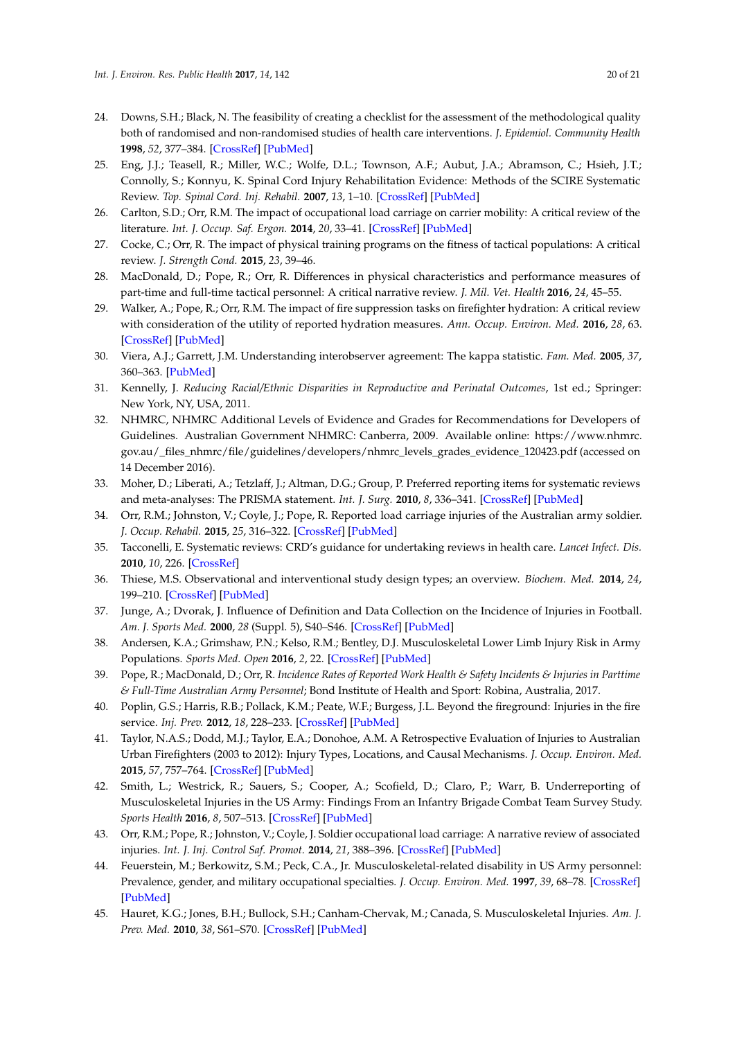24. Downs, S.H.; Black, N. The feasibility of creating a checklist for the assessment of the methodological quality both of randomised and non-randomised studies of health care interventions. *J. Epidemiol. Community Health* **1998**, *52*, 377–384. [CrossRef] [PubMed]
25. Eng, J.J.; Teasell, R.; Miller, W.C.; Wolfe, D.L.; Townson, A.F.; Aubut, J.A.; Abramson, C.; Hsieh, J.T.; Connolly, S.; Konnyu, K. Spinal Cord Injury Rehabilitation Evidence: Methods of the SCIRE Systematic Review. *Top. Spinal Cord. Inj. Rehabil.* **2007**, *13*, 1–10. [CrossRef] [PubMed]
26. Carlton, S.D.; Orr, R.M. The impact of occupational load carriage on carrier mobility: A critical review of the literature. *Int. J. Occup. Saf. Ergon.* **2014**, *20*, 33–41. [CrossRef] [PubMed]
27. Cocke, C.; Orr, R. The impact of physical training programs on the fitness of tactical populations: A critical review. *J. Strength Cond.* **2015**, *23*, 39–46.
28. MacDonald, D.; Pope, R.; Orr, R. Differences in physical characteristics and performance measures of part-time and full-time tactical personnel: A critical narrative review. *J. Mil. Vet. Health* **2016**, *24*, 45–55.
29. Walker, A.; Pope, R.; Orr, R.M. The impact of fire suppression tasks on firefighter hydration: A critical review with consideration of the utility of reported hydration measures. *Ann. Occup. Environ. Med.* **2016**, *28*, 63. [CrossRef] [PubMed]
30. Viera, A.J.; Garrett, J.M. Understanding interobserver agreement: The kappa statistic. *Fam. Med.* **2005**, *37*, 360–363. [PubMed]
31. Kennelly, J. *Reducing Racial/Ethnic Disparities in Reproductive and Perinatal Outcomes*, 1st ed.; Springer: New York, NY, USA, 2011.
32. NHMRC, NHMRC Additional Levels of Evidence and Grades for Recommendations for Developers of Guidelines. Australian Government NHMRC: Canberra, 2009. Available online: https://www.nhmrc.gov.au/_files_nhmrc/file/guidelines/developers/nhmrc_levels_grades_evidence_120423.pdf (accessed on 14 December 2016).
33. Moher, D.; Liberati, A.; Tetzlaff, J.; Altman, D.G.; Group, P. Preferred reporting items for systematic reviews and meta-analyses: The PRISMA statement. *Int. J. Surg.* **2010**, *8*, 336–341. [CrossRef] [PubMed]
34. Orr, R.M.; Johnston, V.; Coyle, J.; Pope, R. Reported load carriage injuries of the Australian army soldier. *J. Occup. Rehabil.* **2015**, *25*, 316–322. [CrossRef] [PubMed]
35. Tacconelli, E. Systematic reviews: CRD's guidance for undertaking reviews in health care. *Lancet Infect. Dis.* **2010**, *10*, 226. [CrossRef]
36. Thiese, M.S. Observational and interventional study design types; an overview. *Biochem. Med.* **2014**, *24*, 199–210. [CrossRef] [PubMed]
37. Junge, A.; Dvorak, J. Influence of Definition and Data Collection on the Incidence of Injuries in Football. *Am. J. Sports Med.* **2000**, *28* (Suppl. 5), S40–S46. [CrossRef] [PubMed]
38. Andersen, K.A.; Grimshaw, P.N.; Kelso, R.M.; Bentley, D.J. Musculoskeletal Lower Limb Injury Risk in Army Populations. *Sports Med. Open* **2016**, *2*, 22. [CrossRef] [PubMed]
39. Pope, R.; MacDonald, D.; Orr, R. *Incidence Rates of Reported Work Health & Safety Incidents & Injuries in Parttime & Full-Time Australian Army Personnel*; Bond Institute of Health and Sport: Robina, Australia, 2017.
40. Poplin, G.S.; Harris, R.B.; Pollack, K.M.; Peate, W.F.; Burgess, J.L. Beyond the fireground: Injuries in the fire service. *Inj. Prev.* **2012**, *18*, 228–233. [CrossRef] [PubMed]
41. Taylor, N.A.S.; Dodd, M.J.; Taylor, E.A.; Donohoe, A.M. A Retrospective Evaluation of Injuries to Australian Urban Firefighters (2003 to 2012): Injury Types, Locations, and Causal Mechanisms. *J. Occup. Environ. Med.* **2015**, *57*, 757–764. [CrossRef] [PubMed]
42. Smith, L.; Westrick, R.; Sauers, S.; Cooper, A.; Scofield, D.; Claro, P.; Warr, B. Underreporting of Musculoskeletal Injuries in the US Army: Findings From an Infantry Brigade Combat Team Survey Study. *Sports Health* **2016**, *8*, 507–513. [CrossRef] [PubMed]
43. Orr, R.M.; Pope, R.; Johnston, V.; Coyle, J. Soldier occupational load carriage: A narrative review of associated injuries. *Int. J. Inj. Control Saf. Promot.* **2014**, *21*, 388–396. [CrossRef] [PubMed]
44. Feuerstein, M.; Berkowitz, S.M.; Peck, C.A., Jr. Musculoskeletal-related disability in US Army personnel: Prevalence, gender, and military occupational specialties. *J. Occup. Environ. Med.* **1997**, *39*, 68–78. [CrossRef] [PubMed]
45. Hauret, K.G.; Jones, B.H.; Bullock, S.H.; Canham-Chervak, M.; Canada, S. Musculoskeletal Injuries. *Am. J. Prev. Med.* **2010**, *38*, S61–S70. [CrossRef] [PubMed]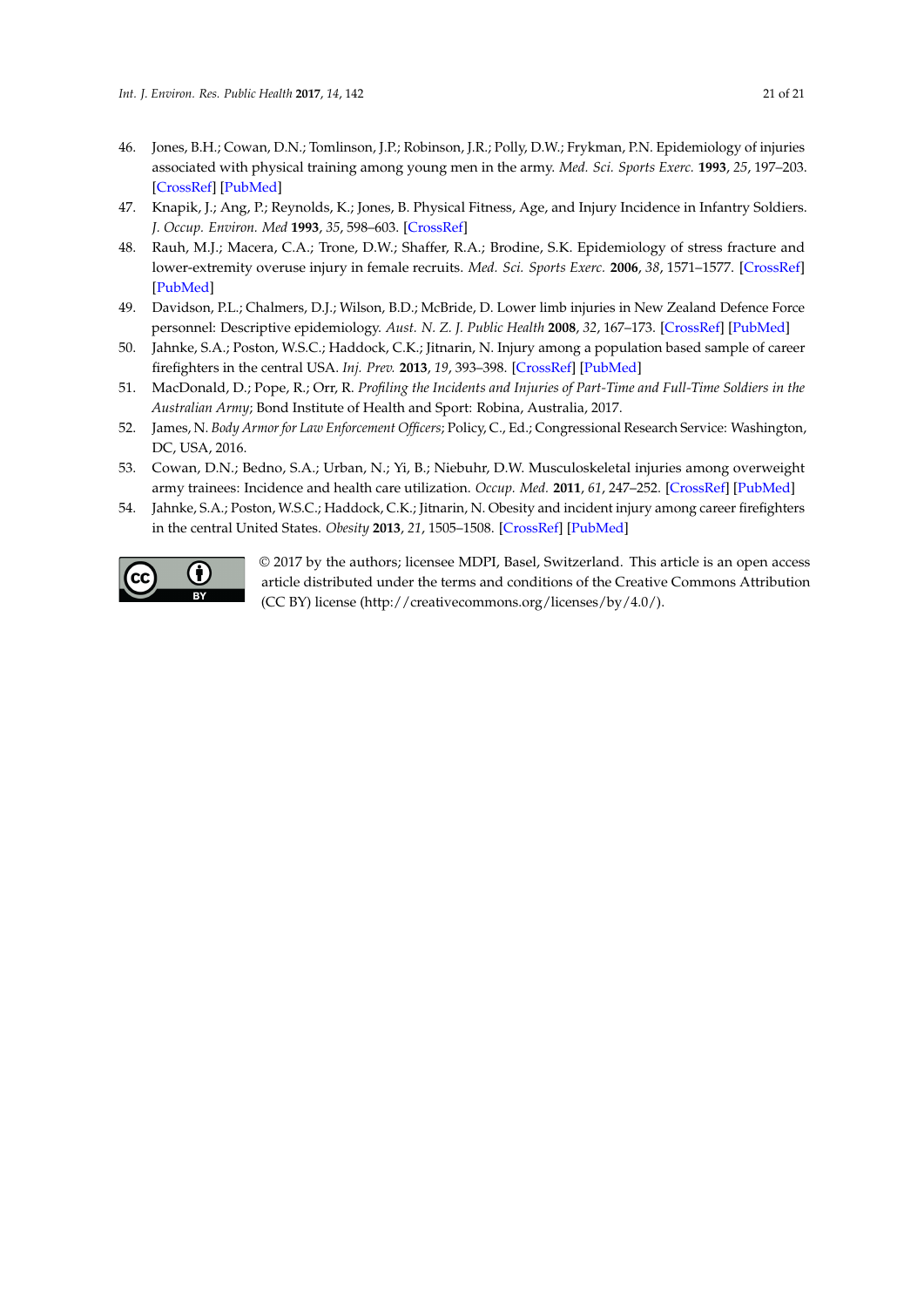46. Jones, B.H.; Cowan, D.N.; Tomlinson, J.P.; Robinson, J.R.; Polly, D.W.; Frykman, P.N. Epidemiology of injuries associated with physical training among young men in the army. *Med. Sci. Sports Exerc.* **1993**, *25*, 197–203. [CrossRef] [PubMed]
47. Knapik, J.; Ang, P.; Reynolds, K.; Jones, B. Physical Fitness, Age, and Injury Incidence in Infantry Soldiers. *J. Occup. Environ. Med* **1993**, *35*, 598–603. [CrossRef]
48. Rauh, M.J.; Macera, C.A.; Trone, D.W.; Shaffer, R.A.; Brodine, S.K. Epidemiology of stress fracture and lower-extremity overuse injury in female recruits. *Med. Sci. Sports Exerc.* **2006**, *38*, 1571–1577. [CrossRef] [PubMed]
49. Davidson, P.L.; Chalmers, D.J.; Wilson, B.D.; McBride, D. Lower limb injuries in New Zealand Defence Force personnel: Descriptive epidemiology. *Aust. N. Z. J. Public Health* **2008**, *32*, 167–173. [CrossRef] [PubMed]
50. Jahnke, S.A.; Poston, W.S.C.; Haddock, C.K.; Jitnarin, N. Injury among a population based sample of career firefighters in the central USA. *Inj. Prev.* **2013**, *19*, 393–398. [CrossRef] [PubMed]
51. MacDonald, D.; Pope, R.; Orr, R. *Profiling the Incidents and Injuries of Part-Time and Full-Time Soldiers in the Australian Army*; Bond Institute of Health and Sport: Robina, Australia, 2017.
52. James, N. *Body Armor for Law Enforcement Officers*; Policy, C., Ed.; Congressional Research Service: Washington, DC, USA, 2016.
53. Cowan, D.N.; Bedno, S.A.; Urban, N.; Yi, B.; Niebuhr, D.W. Musculoskeletal injuries among overweight army trainees: Incidence and health care utilization. *Occup. Med.* **2011**, *61*, 247–252. [CrossRef] [PubMed]
54. Jahnke, S.A.; Poston, W.S.C.; Haddock, C.K.; Jitnarin, N. Obesity and incident injury among career firefighters in the central United States. *Obesity* **2013**, *21*, 1505–1508. [CrossRef] [PubMed]

© 2017 by the authors; licensee MDPI, Basel, Switzerland. This article is an open access article distributed under the terms and conditions of the Creative Commons Attribution (CC BY) license (http://creativecommons.org/licenses/by/4.0/).